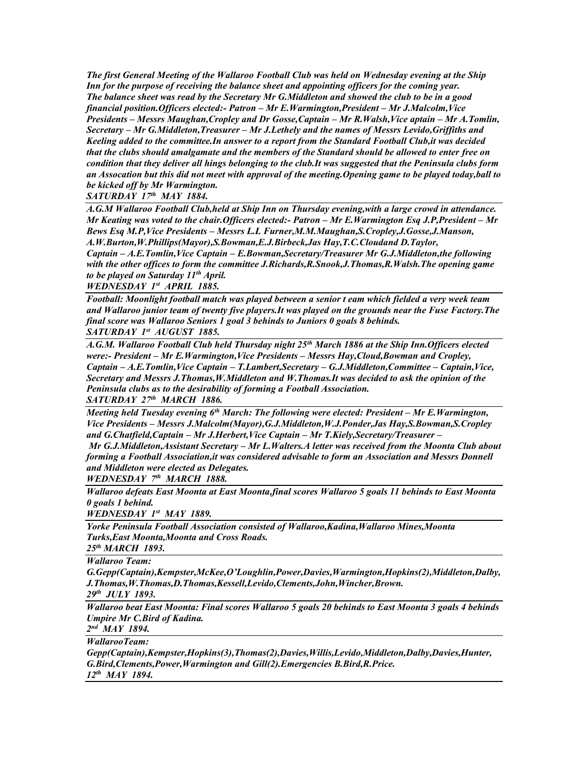***The first General Meeting of the Wallaroo Football Club was held on Wednesday evening at the Ship Inn for the purpose of receiving the balance sheet and appointing officers for the coming year. The balance sheet was read by the Secretary Mr G.Middleton and showed the club to be in a good financial position.Officers elected:- Patron – Mr E.Warmington,President – Mr J.Malcolm,Vice Presidents – Messrs Maughan,Cropley and Dr Gosse,Captain – Mr R.Walsh,Vice aptain – Mr A.Tomlin, Secretary – Mr G.Middleton,Treasurer – Mr J.Lethely and the names of Messrs Levido,Griffiths and Keeling added to the committee.In answer to a report from the Standard Football Club,it was decided that the clubs should amalgamate and the members of the Standard should be allowed to enter free on condition that they deliver all hings belonging to the club.It was suggested that the Peninsula clubs form an Assocation but this did not meet with approval of the meeting.Opening game to be played today,ball to be kicked off by Mr Warmington.***

***SATURDAY 17th MAY 1884.***

---

***A.G.M Wallaroo Football Club,held at Ship Inn on Thursday evening,with a large crowd in attendance. Mr Keating was voted to the chair.Officers elected:- Patron – Mr E.Warmington Esq J.P,President – Mr Bews Esq M.P,Vice Presidents – Messrs L.L Furner,M.M.Maughan,S.Cropley,J.Gosse,J.Manson, A.W.Burton,W.Phillips(Mayor),S.Bowman,E.J.Birbeck,Jas Hay,T.C.Cloudand D.Taylor, Captain – A.E.Tomlin,Vice Captain – E.Bowman,Secretary/Treasurer Mr G.J.Middleton,the following with the other offices to form the committee J.Richards,R.Snook,J.Thomas,R.Walsh.The opening game to be played on Saturday 11th April.***

***WEDNESDAY 1st APRIL 1885.***

---

***Football: Moonlight football match was played between a senior t eam which fielded a very week team and Wallaroo junior team of twenty five players.It was played on the grounds near the Fuse Factory.The final score was Wallaroo Seniors 1 goal 3 behinds to Juniors 0 goals 8 behinds.***

***SATURDAY 1st AUGUST 1885.***

---

***A.G.M. Wallaroo Football Club held Thursday night 25th March 1886 at the Ship Inn.Officers elected were:- President – Mr E.Warmington,Vice Presidents – Messrs Hay,Cloud,Bowman and Cropley, Captain – A.E.Tomlin,Vice Captain – T.Lambert,Secretary – G.J.Middleton,Committee – Captain,Vice, Secretary and Messrs J.Thomas,W.Middleton and W.Thomas.It was decided to ask the opinion of the Peninsula clubs as to the desirability of forming a Football Association.***

***SATURDAY 27th MARCH 1886.***

---

***Meeting held Tuesday evening 6th March: The following were elected: President – Mr E.Warmington, Vice Presidents – Messrs J.Malcolm(Mayor),G.J.Middleton,W.J.Ponder,Jas Hay,S.Bowman,S.Cropley and G.Chatfield,Captain – Mr J.Herbert,Vice Captain – Mr T.Kiely,Secretary/Treasurer – Mr G.J.Middleton,Assistant Secretary – Mr L.Walters.A letter was received from the Moonta Club about forming a Football Association,it was considered advisable to form an Association and Messrs Donnell and Middleton were elected as Delegates.***

***WEDNESDAY 7th MARCH 1888.***

---

***Wallaroo defeats East Moonta at East Moonta,final scores Wallaroo 5 goals 11 behinds to East Moonta 0 goals 1 behind.***

***WEDNESDAY 1st MAY 1889.***

---

***Yorke Peninsula Football Association consisted of Wallaroo,Kadina,Wallaroo Mines,Moonta Turks,East Moonta,Moonta and Cross Roads.***

***25th MARCH 1893.***

---

***Wallaroo Team:***
***G.Gepp(Captain),Kempster,McKee,O'Loughlin,Power,Davies,Warmington,Hopkins(2),Middleton,Dalby, J.Thomas,W.Thomas,D.Thomas,Kessell,Levido,Clements,John,Wincher,Brown.***

***29th JULY 1893.***

---

***Wallaroo beat East Moonta: Final scores Wallaroo 5 goals 20 behinds to East Moonta 3 goals 4 behinds Umpire Mr C.Bird of Kadina.***

***2nd MAY 1894.***

---

***WallarooTeam:***
***Gepp(Captain),Kempster,Hopkins(3),Thomas(2),Davies,Willis,Levido,Middleton,Dalby,Davies,Hunter, G.Bird,Clements,Power,Warmington and Gill(2).Emergencies B.Bird,R.Price.***

***12th MAY 1894.***

---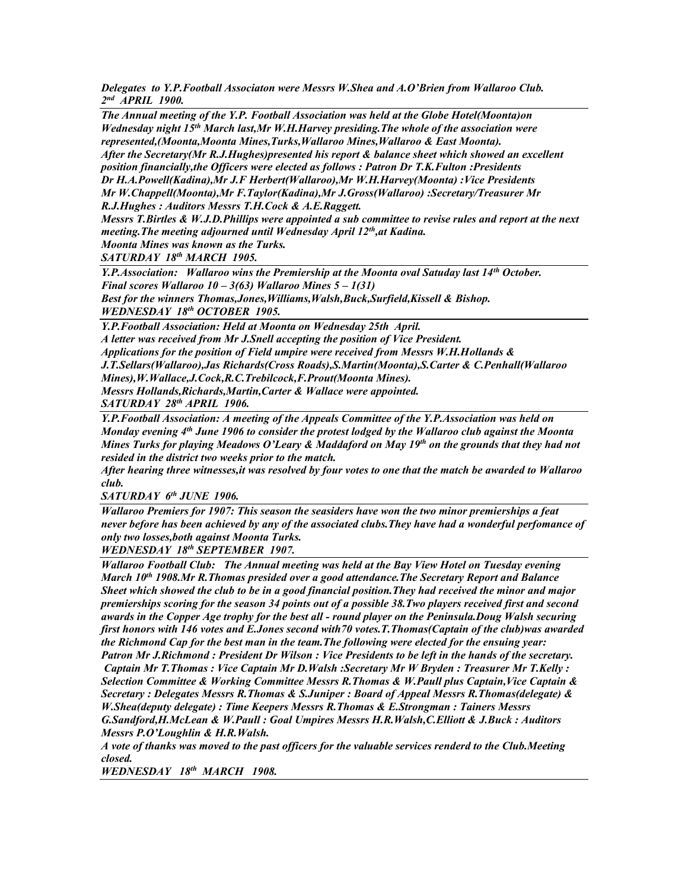***Delegates to Y.P.Football Associaton were Messrs W.Shea and A.O'Brien from Wallaroo Club.***
***2nd APRIL 1900.***

---

***The Annual meeting of the Y.P. Football Association was held at the Globe Hotel(Moonta)on Wednesday night 15th March last,Mr W.H.Harvey presiding.The whole of the association were represented,(Moonta,Moonta Mines,Turks,Wallaroo Mines,Wallaroo & East Moonta).***
***After the Secretary(Mr R.J.Hughes)presented his report & balance sheet which showed an excellent position financially,the Officers were elected as follows : Patron Dr T.K.Fulton :Presidents Dr H.A.Powell(Kadina),Mr J.F Herbert(Wallaroo),Mr W.H.Harvey(Moonta) :Vice Presidents Mr W.Chappell(Moonta),Mr F.Taylor(Kadina),Mr J.Gross(Wallaroo) :Secretary/Treasurer Mr R.J.Hughes : Auditors Messrs T.H.Cock & A.E.Raggett.***
***Messrs T.Birtles & W.J.D.Phillips were appointed a sub committee to revise rules and report at the next meeting.The meeting adjourned until Wednesday April 12th,at Kadina.***
***Moonta Mines was known as the Turks.***
***SATURDAY 18th MARCH 1905.***

---

***Y.P.Association: Wallaroo wins the Premiership at the Moonta oval Satuday last 14th October.***
***Final scores Wallaroo 10 – 3(63) Wallaroo Mines 5 – 1(31)***
***Best for the winners Thomas,Jones,Williams,Walsh,Buck,Surfield,Kissell & Bishop.***
***WEDNESDAY 18th OCTOBER 1905.***

---

***Y.P.Football Association: Held at Moonta on Wednesday 25th April.***
***A letter was received from Mr J.Snell accepting the position of Vice President.***
***Applications for the position of Field umpire were received from Messrs W.H.Hollands & J.T.Sellars(Wallaroo),Jas Richards(Cross Roads),S.Martin(Moonta),S.Carter & C.Penhall(Wallaroo Mines),W.Wallace,J.Cock,R.C.Trebilcock,F.Prout(Moonta Mines).***
***Messrs Hollands,Richards,Martin,Carter & Wallace were appointed.***
***SATURDAY 28th APRIL 1906.***

---

***Y.P.Football Association: A meeting of the Appeals Committee of the Y.P.Association was held on Monday evening 4th June 1906 to consider the protest lodged by the Wallaroo club against the Moonta Mines Turks for playing Meadows O'Leary & Maddaford on May 19th on the grounds that they had not resided in the district two weeks prior to the match.***
***After hearing three witnesses,it was resolved by four votes to one that the match be awarded to Wallaroo club.***
***SATURDAY 6th JUNE 1906.***

---

***Wallaroo Premiers for 1907: This season the seasiders have won the two minor premierships a feat never before has been achieved by any of the associated clubs.They have had a wonderful perfomance of only two losses,both against Moonta Turks.***
***WEDNESDAY 18th SEPTEMBER 1907.***

---

***Wallaroo Football Club: The Annual meeting was held at the Bay View Hotel on Tuesday evening March 10th 1908.Mr R.Thomas presided over a good attendance.The Secretary Report and Balance Sheet which showed the club to be in a good financial position.They had received the minor and major premierships scoring for the season 34 points out of a possible 38.Two players received first and second awards in the Copper Age trophy for the best all - round player on the Peninsula.Doug Walsh securing first honors with 146 votes and E.Jones second with70 votes.T.Thomas(Captain of the club)was awarded the Richmond Cap for the best man in the team.The following were elected for the ensuing year:***
***Patron Mr J.Richmond : President Dr Wilson : Vice Presidents to be left in the hands of the secretary.***
***Captain Mr T.Thomas : Vice Captain Mr D.Walsh :Secretary Mr W Bryden : Treasurer Mr T.Kelly : Selection Committee & Working Committee Messrs R.Thomas & W.Paull plus Captain,Vice Captain & Secretary : Delegates Messrs R.Thomas & S.Juniper : Board of Appeal Messrs R.Thomas(delegate) & W.Shea(deputy delegate) : Time Keepers Messrs R.Thomas & E.Strongman : Tainers Messrs G.Sandford,H.McLean & W.Paull : Goal Umpires Messrs H.R.Walsh,C.Elliott & J.Buck : Auditors Messrs P.O'Loughlin & H.R.Walsh.***
***A vote of thanks was moved to the past officers for the valuable services renderd to the Club.Meeting closed.***
***WEDNESDAY 18th MARCH 1908.***

---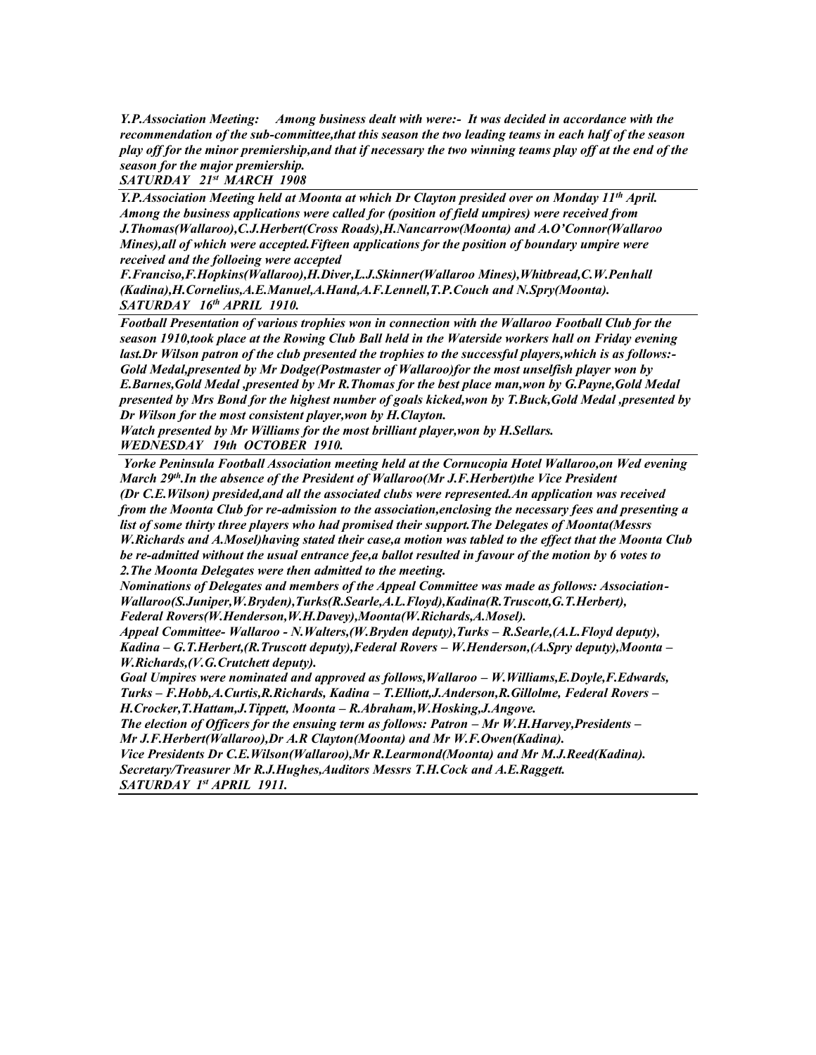***Y.P.Association Meeting:** Among business dealt with were:- It was decided in accordance with the recommendation of the sub-committee,that this season the two leading teams in each half of the season play off for the minor premiership,and that if necessary the two winning teams play off at the end of the season for the major premiership.*
***SATURDAY 21st MARCH 1908***

---

***Y.P.Association Meeting held at Moonta at which Dr Clayton presided over on Monday 11th April. Among the business applications were called for (position of field umpires) were received from J.Thomas(Wallaroo),C.J.Herbert(Cross Roads),H.Nancarrow(Moonta) and A.O'Connor(Wallaroo Mines),all of which were accepted.Fifteen applications for the position of boundary umpire were received and the folloeing were accepted***
***F.Franciso,F.Hopkins(Wallaroo),H.Diver,L.J.Skinner(Wallaroo Mines),Whitbread,C.W.Penhall (Kadina),H.Cornelius,A.E.Manuel,A.Hand,A.F.Lennell,T.P.Couch and N.Spry(Moonta).***
***SATURDAY 16th APRIL 1910.***

---

***Football Presentation of various trophies won in connection with the Wallaroo Football Club for the season 1910,took place at the Rowing Club Ball held in the Waterside workers hall on Friday evening last.Dr Wilson patron of the club presented the trophies to the successful players,which is as follows:- Gold Medal,presented by Mr Dodge(Postmaster of Wallaroo)for the most unselfish player won by E.Barnes,Gold Medal ,presented by Mr R.Thomas for the best place man,won by G.Payne,Gold Medal presented by Mrs Bond for the highest number of goals kicked,won by T.Buck,Gold Medal ,presented by Dr Wilson for the most consistent player,won by H.Clayton.***
***Watch presented by Mr Williams for the most brilliant player,won by H.Sellars.***
***WEDNESDAY 19th OCTOBER 1910.***

---

***Yorke Peninsula Football Association meeting held at the Cornucopia Hotel Wallaroo,on Wed evening March 29th.In the absence of the President of Wallaroo(Mr J.F.Herbert)the Vice President (Dr C.E.Wilson) presided,and all the associated clubs were represented.An application was received from the Moonta Club for re-admission to the association,enclosing the necessary fees and presenting a list of some thirty three players who had promised their support.The Delegates of Moonta(Messrs W.Richards and A.Mosel)having stated their case,a motion was tabled to the effect that the Moonta Club be re-admitted without the usual entrance fee,a ballot resulted in favour of the motion by 6 votes to 2.The Moonta Delegates were then admitted to the meeting.***
***Nominations of Delegates and members of the Appeal Committee was made as follows: Association- Wallaroo(S.Juniper,W.Bryden),Turks(R.Searle,A.L.Floyd),Kadina(R.Truscott,G.T.Herbert), Federal Rovers(W.Henderson,W.H.Davey),Moonta(W.Richards,A.Mosel).***
***Appeal Committee- Wallaroo - N.Walters,(W.Bryden deputy),Turks – R.Searle,(A.L.Floyd deputy), Kadina – G.T.Herbert,(R.Truscott deputy),Federal Rovers – W.Henderson,(A.Spry deputy),Moonta – W.Richards,(V.G.Crutchett deputy).***
***Goal Umpires were nominated and approved as follows,Wallaroo – W.Williams,E.Doyle,F.Edwards, Turks – F.Hobb,A.Curtis,R.Richards, Kadina – T.Elliott,J.Anderson,R.Gillolme, Federal Rovers – H.Crocker,T.Hattam,J.Tippett, Moonta – R.Abraham,W.Hosking,J.Angove.***
***The election of Officers for the ensuing term as follows: Patron – Mr W.H.Harvey,Presidents – Mr J.F.Herbert(Wallaroo),Dr A.R Clayton(Moonta) and Mr W.F.Owen(Kadina).***
***Vice Presidents Dr C.E.Wilson(Wallaroo),Mr R.Learmond(Moonta) and Mr M.J.Reed(Kadina).***
***Secretary/Treasurer Mr R.J.Hughes,Auditors Messrs T.H.Cock and A.E.Raggett.***
***SATURDAY 1st APRIL 1911.***

---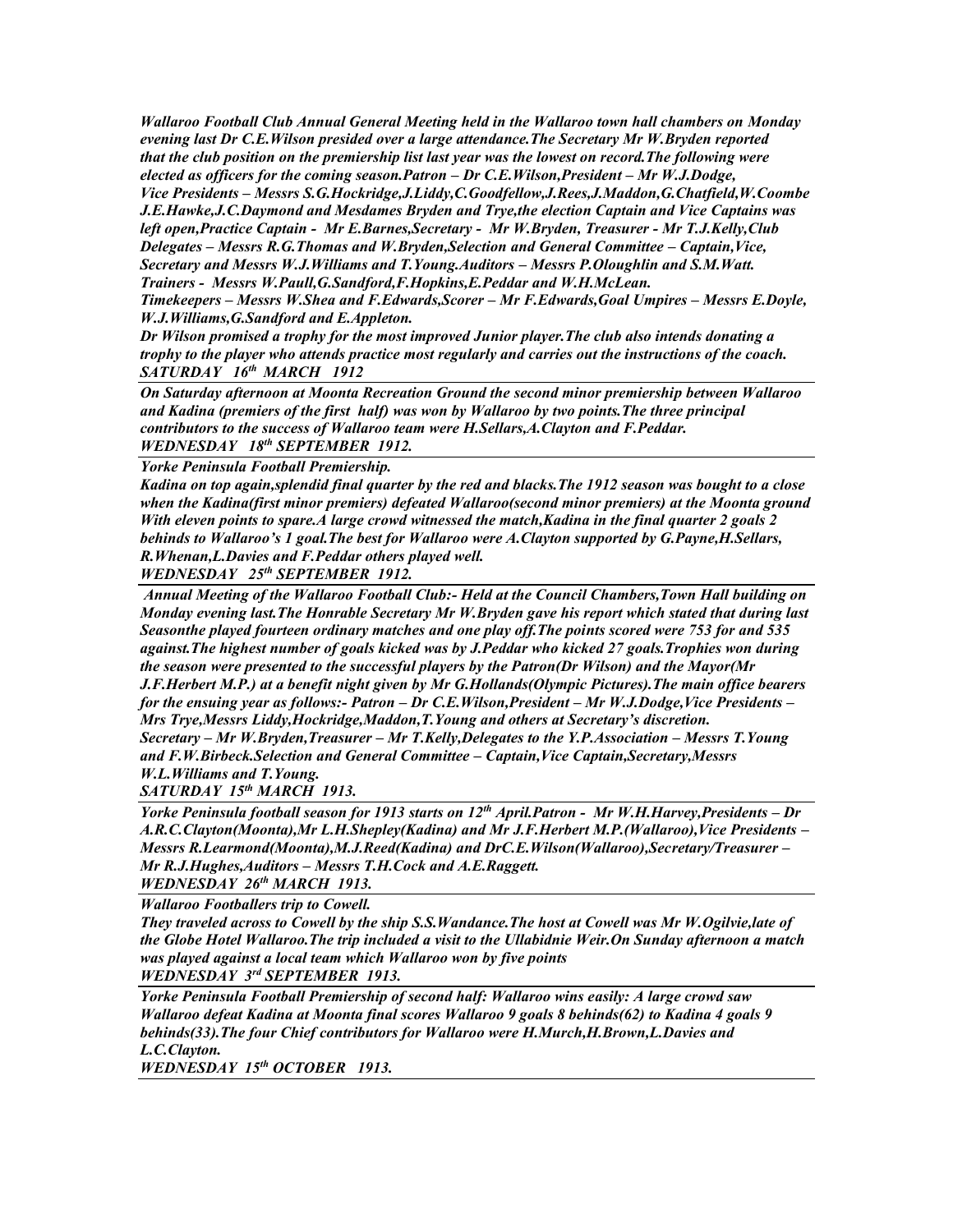***Wallaroo Football Club Annual General Meeting held in the Wallaroo town hall chambers on Monday evening last Dr C.E.Wilson presided over a large attendance.The Secretary Mr W.Bryden reported that the club position on the premiership list last year was the lowest on record.The following were elected as officers for the coming season.Patron – Dr C.E.Wilson,President – Mr W.J.Dodge, Vice Presidents – Messrs S.G.Hockridge,J.Liddy,C.Goodfellow,J.Rees,J.Maddon,G.Chatfield,W.Coombe J.E.Hawke,J.C.Daymond and Mesdames Bryden and Trye,the election Captain and Vice Captains was left open,Practice Captain - Mr E.Barnes,Secretary - Mr W.Bryden, Treasurer - Mr T.J.Kelly,Club Delegates – Messrs R.G.Thomas and W.Bryden,Selection and General Committee – Captain,Vice, Secretary and Messrs W.J.Williams and T.Young.Auditors – Messrs P.Oloughlin and S.M.Watt. Trainers - Messrs W.Paull,G.Sandford,F.Hopkins,E.Peddar and W.H.McLean. Timekeepers – Messrs W.Shea and F.Edwards,Scorer – Mr F.Edwards,Goal Umpires – Messrs E.Doyle, W.J.Williams,G.Sandford and E.Appleton.***

***Dr Wilson promised a trophy for the most improved Junior player.The club also intends donating a trophy to the player who attends practice most regularly and carries out the instructions of the coach.***
***SATURDAY 16th MARCH 1912***

---

***On Saturday afternoon at Moonta Recreation Ground the second minor premiership between Wallaroo and Kadina (premiers of the first half) was won by Wallaroo by two points.The three principal contributors to the success of Wallaroo team were H.Sellars,A.Clayton and F.Peddar.***
***WEDNESDAY 18th SEPTEMBER 1912.***

---

***Yorke Peninsula Football Premiership.***
***Kadina on top again,splendid final quarter by the red and blacks.The 1912 season was bought to a close when the Kadina(first minor premiers) defeated Wallaroo(second minor premiers) at the Moonta ground With eleven points to spare.A large crowd witnessed the match,Kadina in the final quarter 2 goals 2 behinds to Wallaroo's 1 goal.The best for Wallaroo were A.Clayton supported by G.Payne,H.Sellars, R.Whenan,L.Davies and F.Peddar others played well.***
***WEDNESDAY 25th SEPTEMBER 1912.***

---

***Annual Meeting of the Wallaroo Football Club:- Held at the Council Chambers,Town Hall building on Monday evening last.The Honrable Secretary Mr W.Bryden gave his report which stated that during last Seasonthe played fourteen ordinary matches and one play off.The points scored were 753 for and 535 against.The highest number of goals kicked was by J.Peddar who kicked 27 goals.Trophies won during the season were presented to the successful players by the Patron(Dr Wilson) and the Mayor(Mr J.F.Herbert M.P.) at a benefit night given by Mr G.Hollands(Olympic Pictures).The main office bearers for the ensuing year as follows:- Patron – Dr C.E.Wilson,President – Mr W.J.Dodge,Vice Presidents – Mrs Trye,Messrs Liddy,Hockridge,Maddon,T.Young and others at Secretary's discretion. Secretary – Mr W.Bryden,Treasurer – Mr T.Kelly,Delegates to the Y.P.Association – Messrs T.Young and F.W.Birbeck.Selection and General Committee – Captain,Vice Captain,Secretary,Messrs W.L.Williams and T.Young.***
***SATURDAY 15th MARCH 1913.***

---

***Yorke Peninsula football season for 1913 starts on 12th April.Patron - Mr W.H.Harvey,Presidents – Dr A.R.C.Clayton(Moonta),Mr L.H.Shepley(Kadina) and Mr J.F.Herbert M.P.(Wallaroo),Vice Presidents – Messrs R.Learmond(Moonta),M.J.Reed(Kadina) and DrC.E.Wilson(Wallaroo),Secretary/Treasurer – Mr R.J.Hughes,Auditors – Messrs T.H.Cock and A.E.Raggett.***
***WEDNESDAY 26th MARCH 1913.***

---

***Wallaroo Footballers trip to Cowell.***
***They traveled across to Cowell by the ship S.S.Wandance.The host at Cowell was Mr W.Ogilvie,late of the Globe Hotel Wallaroo.The trip included a visit to the Ullabidnie Weir.On Sunday afternoon a match was played against a local team which Wallaroo won by five points***
***WEDNESDAY 3rd SEPTEMBER 1913.***

---

***Yorke Peninsula Football Premiership of second half: Wallaroo wins easily: A large crowd saw Wallaroo defeat Kadina at Moonta final scores Wallaroo 9 goals 8 behinds(62) to Kadina 4 goals 9 behinds(33).The four Chief contributors for Wallaroo were H.Murch,H.Brown,L.Davies and L.C.Clayton.***
***WEDNESDAY 15th OCTOBER 1913.***

---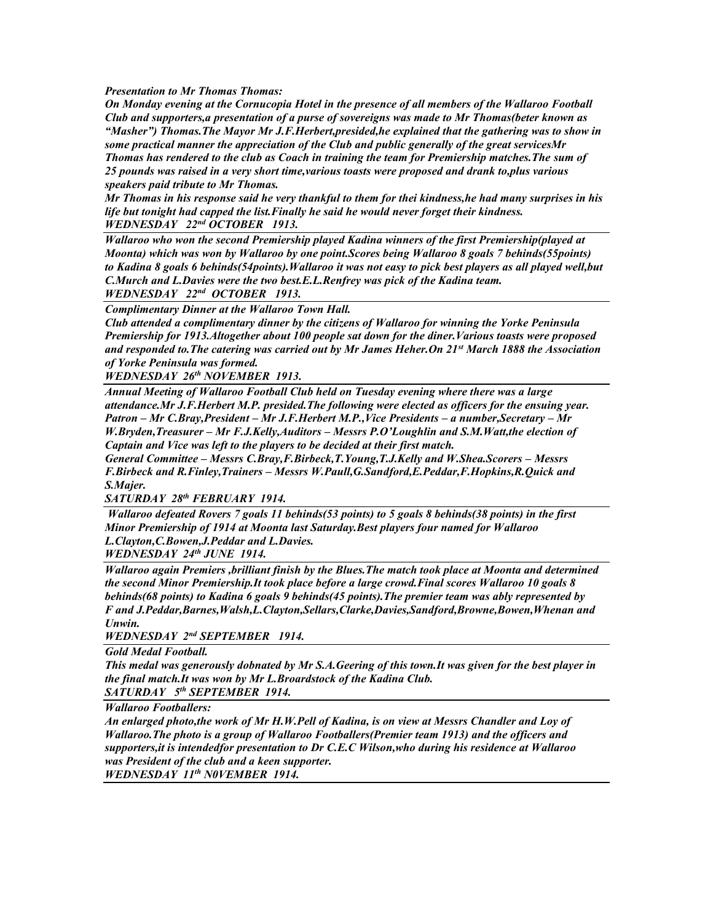***Presentation to Mr Thomas Thomas:***

***On Monday evening at the Cornucopia Hotel in the presence of all members of the Wallaroo Football Club and supporters,a presentation of a purse of sovereigns was made to Mr Thomas(beter known as "Masher") Thomas.The Mayor Mr J.F.Herbert,presided,he explained that the gathering was to show in some practical manner the appreciation of the Club and public generally of the great servicesMr Thomas has rendered to the club as Coach in training the team for Premiership matches.The sum of 25 pounds was raised in a very short time,various toasts were proposed and drank to,plus various speakers paid tribute to Mr Thomas.***

***Mr Thomas in his response said he very thankful to them for thei kindness,he had many surprises in his life but tonight had capped the list.Finally he said he would never forget their kindness.***

***WEDNESDAY 22nd OCTOBER 1913.***

---

***Wallaroo who won the second Premiership played Kadina winners of the first Premiership(played at Moonta) which was won by Wallaroo by one point.Scores being Wallaroo 8 goals 7 behinds(55points) to Kadina 8 goals 6 behinds(54points).Wallaroo it was not easy to pick best players as all played well,but C.Murch and L.Davies were the two best.E.L.Renfrey was pick of the Kadina team.***

***WEDNESDAY 22nd OCTOBER 1913.***

---

***Complimentary Dinner at the Wallaroo Town Hall.***

***Club attended a complimentary dinner by the citizens of Wallaroo for winning the Yorke Peninsula Premiership for 1913.Altogether about 100 people sat down for the diner.Various toasts were proposed and responded to.The catering was carried out by Mr James Heher.On 21st March 1888 the Association of Yorke Peninsula was formed.***

***WEDNESDAY 26th NOVEMBER 1913.***

---

***Annual Meeting of Wallaroo Football Club held on Tuesday evening where there was a large attendance.Mr J.F.Herbert M.P. presided.The following were elected as officers for the ensuing year. Patron – Mr C.Bray,President – Mr J.F.Herbert M.P.,Vice Presidents – a number,Secretary – Mr W.Bryden,Treasurer – Mr F.J.Kelly,Auditors – Messrs P.O'Loughlin and S.M.Watt,the election of Captain and Vice was left to the players to be decided at their first match.***

***General Committee – Messrs C.Bray,F.Birbeck,T.Young,T.J.Kelly and W.Shea.Scorers – Messrs F.Birbeck and R.Finley,Trainers – Messrs W.Paull,G.Sandford,E.Peddar,F.Hopkins,R.Quick and S.Majer.***

***SATURDAY 28th FEBRUARY 1914.***

---

***Wallaroo defeated Rovers 7 goals 11 behinds(53 points) to 5 goals 8 behinds(38 points) in the first Minor Premiership of 1914 at Moonta last Saturday.Best players four named for Wallaroo L.Clayton,C.Bowen,J.Peddar and L.Davies.***

***WEDNESDAY 24th JUNE 1914.***

---

***Wallaroo again Premiers ,brilliant finish by the Blues.The match took place at Moonta and determined the second Minor Premiership.It took place before a large crowd.Final scores Wallaroo 10 goals 8 behinds(68 points) to Kadina 6 goals 9 behinds(45 points).The premier team was ably represented by F and J.Peddar,Barnes,Walsh,L.Clayton,Sellars,Clarke,Davies,Sandford,Browne,Bowen,Whenan and Unwin.***

***WEDNESDAY 2nd SEPTEMBER 1914.***

---

***Gold Medal Football.***

***This medal was generously dobnated by Mr S.A.Geering of this town.It was given for the best player in the final match.It was won by Mr L.Broardstock of the Kadina Club.***

***SATURDAY 5th SEPTEMBER 1914.***

---

***Wallaroo Footballers:***

***An enlarged photo,the work of Mr H.W.Pell of Kadina, is on view at Messrs Chandler and Loy of Wallaroo.The photo is a group of Wallaroo Footballers(Premier team 1913) and the officers and supporters,it is intendedfor presentation to Dr C.E.C Wilson,who during his residence at Wallaroo was President of the club and a keen supporter.***

***WEDNESDAY 11th N0VEMBER 1914.***

---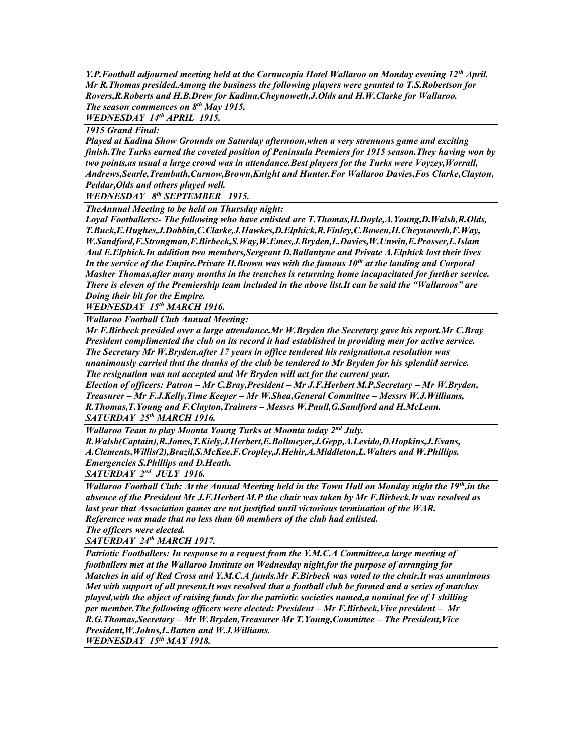*Y.P.Football adjourned meeting held at the Cornucopia Hotel Wallaroo on Monday evening 12th April. Mr R.Thomas presided.Among the business the following players were granted to T.S.Robertson for Rovers,R.Roberts and H.B.Drew for Kadina,Cheynoweth,J.Olds and H.W.Clarke for Wallaroo. The season commences on 8th May 1915.*

***WEDNESDAY 14th APRIL 1915.***

---

***1915 Grand Final:***

*Played at Kadina Show Grounds on Saturday afternoon,when a very strenuous game and exciting finish.The Turks earned the coveted position of Peninsula Premiers for 1915 season.They having won by two points,as usual a large crowd was in attendance.Best players for the Turks were Voyzey,Worrall, Andrews,Searle,Trembath,Curnow,Brown,Knight and Hunter.For Wallaroo Davies,Fos Clarke,Clayton, Peddar,Olds and others played well.*

***WEDNESDAY 8th SEPTEMBER 1915.***

---

***TheAnnual Meeting to be held on Thursday night:***

*Loyal Footballers:- The following who have enlisted are T.Thomas,H.Doyle,A.Young,D.Walsh,R.Olds, T.Buck,E.Hughes,J.Dobbin,C.Clarke,J.Hawkes,D.Elphick,R.Finley,C.Bowen,H.Cheynoweth,F.Way, W.Sandford,F.Strongman,F.Birbeck,S.Way,W.Emes,J.Bryden,L.Davies,W.Unwin,E.Prosser,L.Islam And E.Elphick.In addition two members,Sergeant D.Ballantyne and Private A.Elphick lost their lives In the service of the Empire.Private H.Brown was with the famous 10th at the landing and Corporal Masher Thomas,after many months in the trenches is returning home incapacitated for further service. There is eleven of the Premiership team included in the above list.It can be said the "Wallaroos" are Doing their bit for the Empire.*

***WEDNESDAY 15th MARCH 1916.***

---

***Wallaroo Football Club Annual Meeting:***

*Mr F.Birbeck presided over a large attendance.Mr W.Bryden the Secretary gave his report.Mr C.Bray President complimented the club on its record it had established in providing men for active service. The Secretary Mr W.Bryden,after 17 years in office tendered his resignation,a resolution was unanimously carried that the thanks of the club be tendered to Mr Bryden for his splendid service. The resignation was not accepted and Mr Bryden will act for the current year.*

*Election of officers: Patron – Mr C.Bray,President – Mr J.F.Herbert M.P,Secretary – Mr W.Bryden, Treasurer – Mr F.J.Kelly,Time Keeper – Mr W.Shea,General Committee – Messrs W.J.Williams, R.Thomas,T.Young and F.Clayton,Trainers – Messrs W.Paull,G.Sandford and H.McLean.*

***SATURDAY 25th MARCH 1916.***

---

***Wallaroo Team to play Moonta Young Turks at Moonta today 2nd July.***

*R.Walsh(Captain),R.Jones,T.Kiely,J.Herbert,E.Bollmeyer,J.Gepp,A.Levido,D.Hopkins,J.Evans, A.Clements,Willis(2),Brazil,S.McKee,F.Cropley,J.Hehir,A.Middleton,L.Walters and W.Phillips. Emergencies S.Phillips and D.Heath.*

***SATURDAY 2nd JULY 1916.***

---

***Wallaroo Football Club: At the Annual Meeting held in the Town Hall on Monday night the 19th,in the absence of the President Mr J.F.Herbert M.P the chair was taken by Mr F.Birbeck.It was resolved as last year that Association games are not justified until victorious termination of the WAR. Reference was made that no less than 60 members of the club had enlisted. The officers were elected.***

***SATURDAY 24th MARCH 1917.***

---

***Patriotic Footballers: In response to a request from the Y.M.C.A Committee,a large meeting of footballers met at the Wallaroo Institute on Wednesday night,for the purpose of arranging for Matches in aid of Red Cross and Y.M.C.A funds.Mr F.Birbeck was voted to the chair.It was unanimous Met with support of all present.It was resolved that a football club be formed and a series of matches played,with the object of raising funds for the patriotic societies named,a nominal fee of 1 shilling per member.The following officers were elected: President – Mr F.Birbeck,Vive president – Mr R.G.Thomas,Secretary – Mr W.Bryden,Treasurer Mr T.Young,Committee – The President,Vice President,W.Johns,L.Batten and W.J.Williams.***

***WEDNESDAY 15th MAY 1918.***

---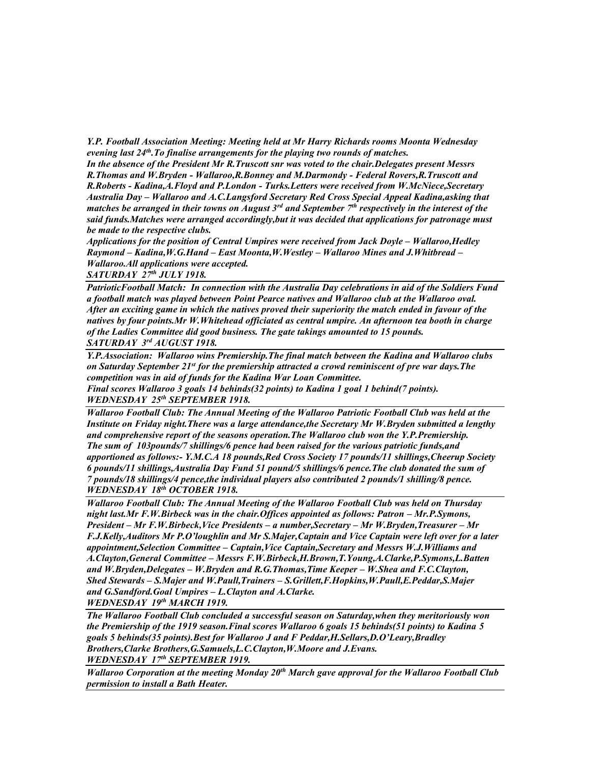***Y.P. Football Association Meeting: Meeting held at Mr Harry Richards rooms Moonta Wednesday evening last 24th.To finalise arrangements for the playing two rounds of matches.***
***In the absence of the President Mr R.Truscott snr was voted to the chair.Delegates present Messrs R.Thomas and W.Bryden - Wallaroo,R.Bonney and M.Darmondy - Federal Rovers,R.Truscott and R.Roberts - Kadina,A.Floyd and P.London - Turks.Letters were received from W.McNiece,Secretary Australia Day – Wallaroo and A.C.Langsford Secretary Red Cross Special Appeal Kadina,asking that matches be arranged in their towns on August 3rd and September 7th respectively in the interest of the said funds.Matches were arranged accordingly,but it was decided that applications for patronage must be made to the respective clubs.***
***Applications for the position of Central Umpires were received from Jack Doyle – Wallaroo,Hedley Raymond – Kadina,W.G.Hand – East Moonta,W.Westley – Wallaroo Mines and J.Whitbread – Wallaroo.All applications were accepted.***
***SATURDAY 27th JULY 1918.***

---

***PatrioticFootball Match: In connection with the Australia Day celebrations in aid of the Soldiers Fund a football match was played between Point Pearce natives and Wallaroo club at the Wallaroo oval. After an exciting game in which the natives proved their superiority the match ended in favour of the natives by four points.Mr W.Whitehead officiated as central umpire. An afternoon tea booth in charge of the Ladies Committee did good business. The gate takings amounted to 15 pounds.***
***SATURDAY 3rd AUGUST 1918.***

---

***Y.P.Association: Wallaroo wins Premiership.The final match between the Kadina and Wallaroo clubs on Saturday September 21st for the premiership attracted a crowd reminiscent of pre war days.The competition was in aid of funds for the Kadina War Loan Committee.***
***Final scores Wallaroo 3 goals 14 behinds(32 points) to Kadina 1 goal 1 behind(7 points).***
***WEDNESDAY 25th SEPTEMBER 1918.***

---

***Wallaroo Football Club: The Annual Meeting of the Wallaroo Patriotic Football Club was held at the Institute on Friday night.There was a large attendance,the Secretary Mr W.Bryden submitted a lengthy and comprehensive report of the seasons operation.The Wallaroo club won the Y.P.Premiership.***
***The sum of 103pounds/7 shillings/6 pence had been raised for the various patriotic funds,and apportioned as follows:- Y.M.C.A 18 pounds,Red Cross Society 17 pounds/11 shillings,Cheerup Society 6 pounds/11 shillings,Australia Day Fund 51 pound/5 shillings/6 pence.The club donated the sum of 7 pounds/18 shillings/4 pence,the individual players also contributed 2 pounds/1 shilling/8 pence.***
***WEDNESDAY 18th OCTOBER 1918.***

---

***Wallaroo Football Club: The Annual Meeting of the Wallaroo Football Club was held on Thursday night last.Mr F.W.Birbeck was in the chair.Offices appointed as follows: Patron – Mr.P.Symons, President – Mr F.W.Birbeck,Vice Presidents – a number,Secretary – Mr W.Bryden,Treasurer – Mr F.J.Kelly,Auditors Mr P.O'loughlin and Mr S.Majer,Captain and Vice Captain were left over for a later appointment,Selection Committee – Captain,Vice Captain,Secretary and Messrs W.J.Williams and A.Clayton,General Committee – Messrs F.W.Birbeck,H.Brown,T.Young,A.Clarke,P.Symons,L.Batten and W.Bryden,Delegates – W.Bryden and R.G.Thomas,Time Keeper – W.Shea and F.C.Clayton, Shed Stewards – S.Majer and W.Paull,Trainers – S.Grillett,F.Hopkins,W.Paull,E.Peddar,S.Majer and G.Sandford.Goal Umpires – L.Clayton and A.Clarke.***
***WEDNESDAY 19th MARCH 1919.***

---

***The Wallaroo Football Club concluded a successful season on Saturday,when they meritoriously won the Premiership of the 1919 season.Final scores Wallaroo 6 goals 15 behinds(51 points) to Kadina 5 goals 5 behinds(35 points).Best for Wallaroo J and F Peddar,H.Sellars,D.O'Leary,Bradley Brothers,Clarke Brothers,G.Samuels,L.C.Clayton,W.Moore and J.Evans.***
***WEDNESDAY 17th SEPTEMBER 1919.***

---

***Wallaroo Corporation at the meeting Monday 20th March gave approval for the Wallaroo Football Club permission to install a Bath Heater.***

---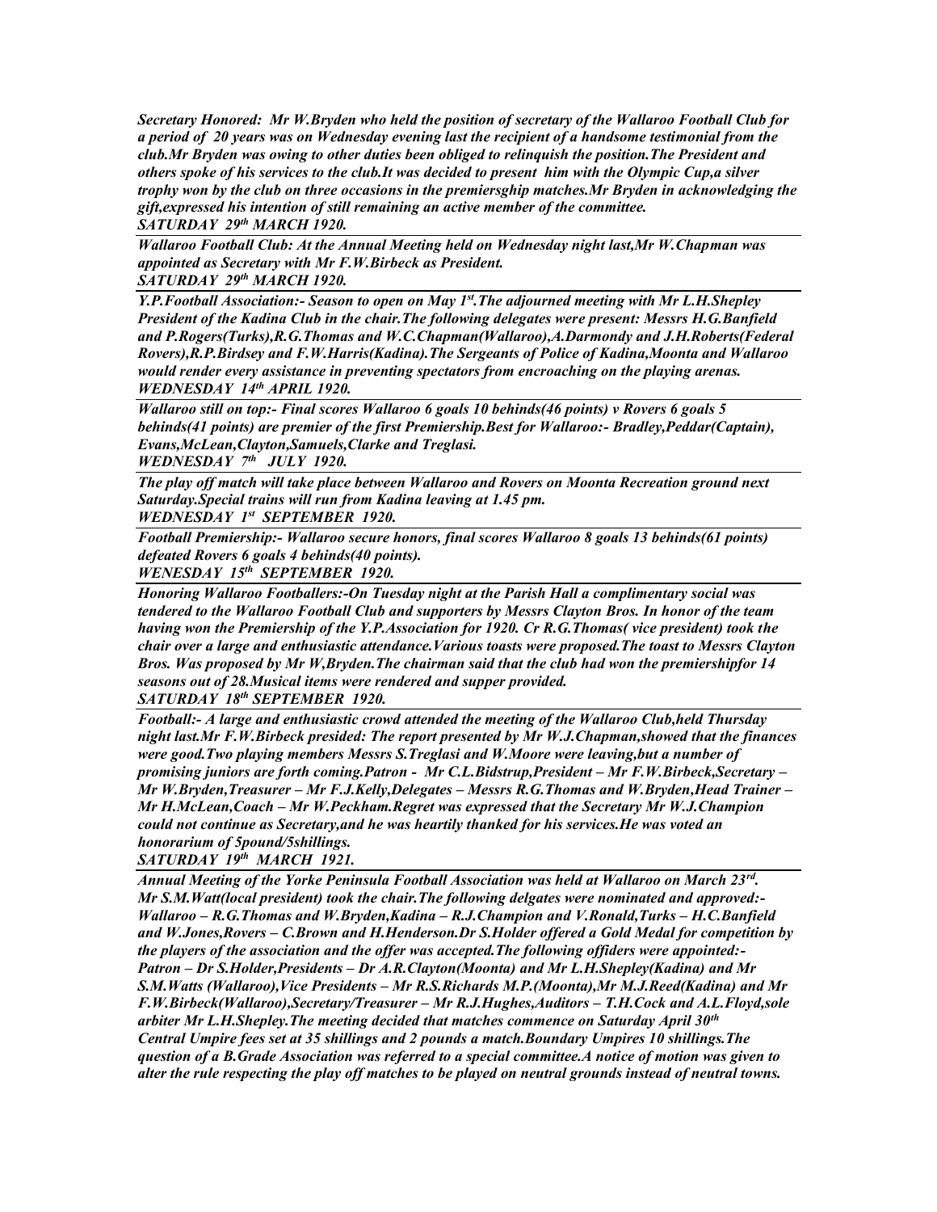***Secretary Honored: Mr W.Bryden who held the position of secretary of the Wallaroo Football Club for a period of 20 years was on Wednesday evening last the recipient of a handsome testimonial from the club.Mr Bryden was owing to other duties been obliged to relinquish the position.The President and others spoke of his services to the club.It was decided to present him with the Olympic Cup,a silver trophy won by the club on three occasions in the premiersghip matches.Mr Bryden in acknowledging the gift,expressed his intention of still remaining an active member of the committee.***
***SATURDAY 29th MARCH 1920.***

---

***Wallaroo Football Club: At the Annual Meeting held on Wednesday night last,Mr W.Chapman was appointed as Secretary with Mr F.W.Birbeck as President.***
***SATURDAY 29th MARCH 1920.***

---

***Y.P.Football Association:- Season to open on May 1st.The adjourned meeting with Mr L.H.Shepley President of the Kadina Club in the chair.The following delegates were present: Messrs H.G.Banfield and P.Rogers(Turks),R.G.Thomas and W.C.Chapman(Wallaroo),A.Darmondy and J.H.Roberts(Federal Rovers),R.P.Birdsey and F.W.Harris(Kadina).The Sergeants of Police of Kadina,Moonta and Wallaroo would render every assistance in preventing spectators from encroaching on the playing arenas.***
***WEDNESDAY 14th APRIL 1920.***

---

***Wallaroo still on top:- Final scores Wallaroo 6 goals 10 behinds(46 points) v Rovers 6 goals 5 behinds(41 points) are premier of the first Premiership.Best for Wallaroo:- Bradley,Peddar(Captain), Evans,McLean,Clayton,Samuels,Clarke and Treglasi.***
***WEDNESDAY 7th JULY 1920.***

---

***The play off match will take place between Wallaroo and Rovers on Moonta Recreation ground next Saturday.Special trains will run from Kadina leaving at 1.45 pm.***
***WEDNESDAY 1st SEPTEMBER 1920.***

---

***Football Premiership:- Wallaroo secure honors, final scores Wallaroo 8 goals 13 behinds(61 points) defeated Rovers 6 goals 4 behinds(40 points).***
***WENESDAY 15th SEPTEMBER 1920.***

---

***Honoring Wallaroo Footballers:-On Tuesday night at the Parish Hall a complimentary social was tendered to the Wallaroo Football Club and supporters by Messrs Clayton Bros. In honor of the team having won the Premiership of the Y.P.Association for 1920. Cr R.G.Thomas( vice president) took the chair over a large and enthusiastic attendance.Various toasts were proposed.The toast to Messrs Clayton Bros. Was proposed by Mr W,Bryden.The chairman said that the club had won the premiershipfor 14 seasons out of 28.Musical items were rendered and supper provided.***
***SATURDAY 18th SEPTEMBER 1920.***

---

***Football:- A large and enthusiastic crowd attended the meeting of the Wallaroo Club,held Thursday night last.Mr F.W.Birbeck presided: The report presented by Mr W.J.Chapman,showed that the finances were good.Two playing members Messrs S.Treglasi and W.Moore were leaving,but a number of promising juniors are forth coming.Patron - Mr C.L.Bidstrup,President – Mr F.W.Birbeck,Secretary – Mr W.Bryden,Treasurer – Mr F.J.Kelly,Delegates – Messrs R.G.Thomas and W.Bryden,Head Trainer – Mr H.McLean,Coach – Mr W.Peckham.Regret was expressed that the Secretary Mr W.J.Champion could not continue as Secretary,and he was heartily thanked for his services.He was voted an honorarium of 5pound/5shillings.***
***SATURDAY 19th MARCH 1921.***

---

***Annual Meeting of the Yorke Peninsula Football Association was held at Wallaroo on March 23rd. Mr S.M.Watt(local president) took the chair.The following delgates were nominated and approved:- Wallaroo – R.G.Thomas and W.Bryden,Kadina – R.J.Champion and V.Ronald,Turks – H.C.Banfield and W.Jones,Rovers – C.Brown and H.Henderson.Dr S.Holder offered a Gold Medal for competition by the players of the association and the offer was accepted.The following offiders were appointed:- Patron – Dr S.Holder,Presidents – Dr A.R.Clayton(Moonta) and Mr L.H.Shepley(Kadina) and Mr S.M.Watts (Wallaroo),Vice Presidents – Mr R.S.Richards M.P.(Moonta),Mr M.J.Reed(Kadina) and Mr F.W.Birbeck(Wallaroo),Secretary/Treasurer – Mr R.J.Hughes,Auditors – T.H.Cock and A.L.Floyd,sole arbiter Mr L.H.Shepley.The meeting decided that matches commence on Saturday April 30th Central Umpire fees set at 35 shillings and 2 pounds a match.Boundary Umpires 10 shillings.The question of a B.Grade Association was referred to a special committee.A notice of motion was given to alter the rule respecting the play off matches to be played on neutral grounds instead of neutral towns.***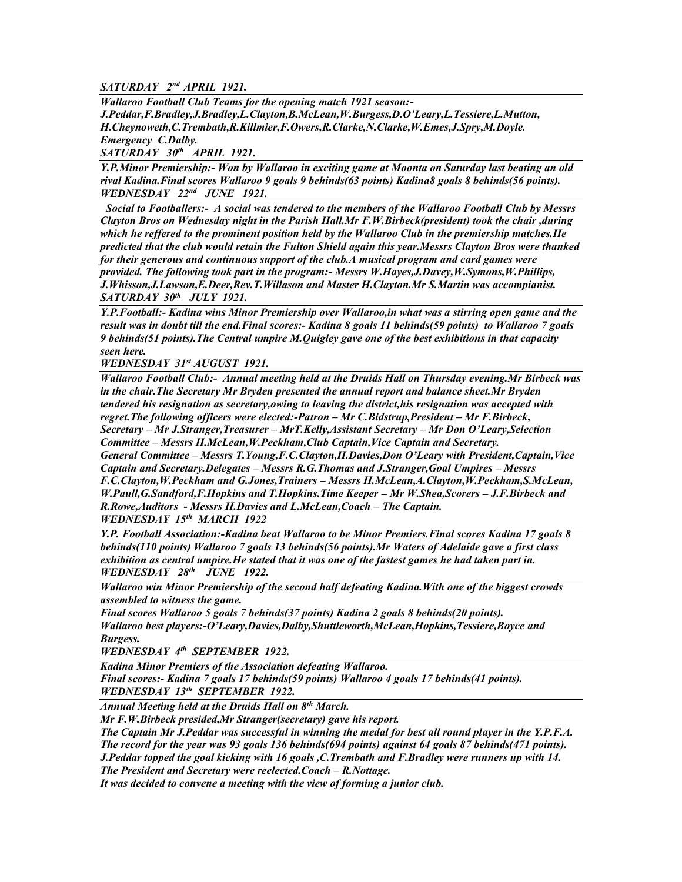***SATURDAY 2nd APRIL 1921.***

***Wallaroo Football Club Teams for the opening match 1921 season:-***
***J.Peddar,F.Bradley,J.Bradley,L.Clayton,B.McLean,W.Burgess,D.O'Leary,L.Tessiere,L.Mutton, H.Cheynoweth,C.Trembath,R.Killmier,F.Owers,R.Clarke,N.Clarke,W.Emes,J.Spry,M.Doyle.***
***Emergency C.Dalby.***

***SATURDAY 30th APRIL 1921.***

***Y.P.Minor Premiership:- Won by Wallaroo in exciting game at Moonta on Saturday last beating an old rival Kadina.Final scores Wallaroo 9 goals 9 behinds(63 points) Kadina8 goals 8 behinds(56 points).***

***WEDNESDAY 22nd JUNE 1921.***

***Social to Footballers:- A social was tendered to the members of the Wallaroo Football Club by Messrs Clayton Bros on Wednesday night in the Parish Hall.Mr F.W.Birbeck(president) took the chair ,during which he reffered to the prominent position held by the Wallaroo Club in the premiership matches.He predicted that the club would retain the Fulton Shield again this year.Messrs Clayton Bros were thanked for their generous and continuous support of the club.A musical program and card games were provided. The following took part in the program:- Messrs W.Hayes,J.Davey,W.Symons,W.Phillips, J.Whisson,J.Lawson,E.Deer,Rev.T.Willason and Master H.Clayton.Mr S.Martin was accompianist.***

***SATURDAY 30th JULY 1921.***

***Y.P.Football:- Kadina wins Minor Premiership over Wallaroo,in what was a stirring open game and the result was in doubt till the end.Final scores:- Kadina 8 goals 11 behinds(59 points) to Wallaroo 7 goals 9 behinds(51 points).The Central umpire M.Quigley gave one of the best exhibitions in that capacity seen here.***

***WEDNESDAY 31st AUGUST 1921.***

***Wallaroo Football Club:- Annual meeting held at the Druids Hall on Thursday evening.Mr Birbeck was in the chair.The Secretary Mr Bryden presented the annual report and balance sheet.Mr Bryden tendered his resignation as secretary,owing to leaving the district,his resignation was accepted with regret.The following officers were elected:-Patron – Mr C.Bidstrup,President – Mr F.Birbeck, Secretary – Mr J.Stranger,Treasurer – MrT.Kelly,Assistant Secretary – Mr Don O'Leary,Selection Committee – Messrs H.McLean,W.Peckham,Club Captain,Vice Captain and Secretary.***
***General Committee – Messrs T.Young,F.C.Clayton,H.Davies,Don O'Leary with President,Captain,Vice Captain and Secretary.Delegates – Messrs R.G.Thomas and J.Stranger,Goal Umpires – Messrs F.C.Clayton,W.Peckham and G.Jones,Trainers – Messrs H.McLean,A.Clayton,W.Peckham,S.McLean, W.Paull,G.Sandford,F.Hopkins and T.Hopkins.Time Keeper – Mr W.Shea,Scorers – J.F.Birbeck and R.Rowe,Auditors - Messrs H.Davies and L.McLean,Coach – The Captain.***

***WEDNESDAY 15th MARCH 1922***

***Y.P. Football Association:-Kadina beat Wallaroo to be Minor Premiers.Final scores Kadina 17 goals 8 behinds(110 points) Wallaroo 7 goals 13 behinds(56 points).Mr Waters of Adelaide gave a first class exhibition as central umpire.He stated that it was one of the fastest games he had taken part in.***

***WEDNESDAY 28th JUNE 1922.***

***Wallaroo win Minor Premiership of the second half defeating Kadina.With one of the biggest crowds assembled to witness the game.***
***Final scores Wallaroo 5 goals 7 behinds(37 points) Kadina 2 goals 8 behinds(20 points).***
***Wallaroo best players:-O'Leary,Davies,Dalby,Shuttleworth,McLean,Hopkins,Tessiere,Boyce and Burgess.***

***WEDNESDAY 4th SEPTEMBER 1922.***

***Kadina Minor Premiers of the Association defeating Wallaroo.***
***Final scores:- Kadina 7 goals 17 behinds(59 points) Wallaroo 4 goals 17 behinds(41 points).***

***WEDNESDAY 13th SEPTEMBER 1922.***

***Annual Meeting held at the Druids Hall on 8th March.***
***Mr F.W.Birbeck presided,Mr Stranger(secretary) gave his report.***
***The Captain Mr J.Peddar was successful in winning the medal for best all round player in the Y.P.F.A.***
***The record for the year was 93 goals 136 behinds(694 points) against 64 goals 87 behinds(471 points).***
***J.Peddar topped the goal kicking with 16 goals ,C.Trembath and F.Bradley were runners up with 14.***
***The President and Secretary were reelected.Coach – R.Nottage.***
***It was decided to convene a meeting with the view of forming a junior club.***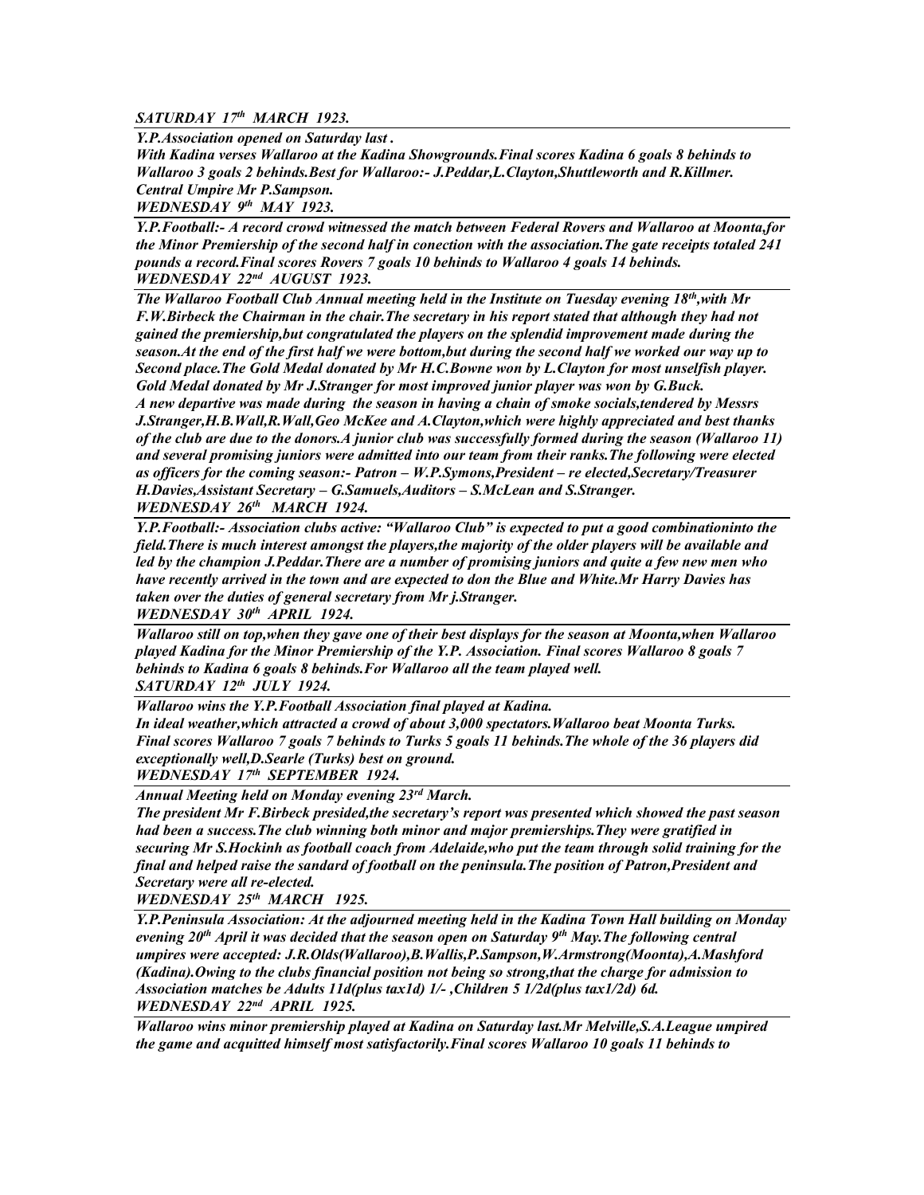***SATURDAY 17th MARCH 1923.***

***Y.P.Association opened on Saturday last .***
***With Kadina verses Wallaroo at the Kadina Showgrounds.Final scores Kadina 6 goals 8 behinds to Wallaroo 3 goals 2 behinds.Best for Wallaroo:- J.Peddar,L.Clayton,Shuttleworth and R.Killmer.***
***Central Umpire Mr P.Sampson.***

***WEDNESDAY 9th MAY 1923.***

***Y.P.Football:- A record crowd witnessed the match between Federal Rovers and Wallaroo at Moonta,for the Minor Premiership of the second half in conection with the association.The gate receipts totaled 241 pounds a record.Final scores Rovers 7 goals 10 behinds to Wallaroo 4 goals 14 behinds.***

***WEDNESDAY 22nd AUGUST 1923.***

***The Wallaroo Football Club Annual meeting held in the Institute on Tuesday evening 18th,with Mr F.W.Birbeck the Chairman in the chair.The secretary in his report stated that although they had not gained the premiership,but congratulated the players on the splendid improvement made during the season.At the end of the first half we were bottom,but during the second half we worked our way up to Second place.The Gold Medal donated by Mr H.C.Bowne won by L.Clayton for most unselfish player. Gold Medal donated by Mr J.Stranger for most improved junior player was won by G.Buck.***
***A new departive was made during the season in having a chain of smoke socials,tendered by Messrs J.Stranger,H.B.Wall,R.Wall,Geo McKee and A.Clayton,which were highly appreciated and best thanks of the club are due to the donors.A junior club was successfully formed during the season (Wallaroo 11) and several promising juniors were admitted into our team from their ranks.The following were elected as officers for the coming season:- Patron – W.P.Symons,President – re elected,Secretary/Treasurer H.Davies,Assistant Secretary – G.Samuels,Auditors – S.McLean and S.Stranger.***

***WEDNESDAY 26th MARCH 1924.***

***Y.P.Football:- Association clubs active: "Wallaroo Club" is expected to put a good combinationinto the field.There is much interest amongst the players,the majority of the older players will be available and led by the champion J.Peddar.There are a number of promising juniors and quite a few new men who have recently arrived in the town and are expected to don the Blue and White.Mr Harry Davies has taken over the duties of general secretary from Mr j.Stranger.***

***WEDNESDAY 30th APRIL 1924.***

***Wallaroo still on top,when they gave one of their best displays for the season at Moonta,when Wallaroo played Kadina for the Minor Premiership of the Y.P. Association. Final scores Wallaroo 8 goals 7 behinds to Kadina 6 goals 8 behinds.For Wallaroo all the team played well.***

***SATURDAY 12th JULY 1924.***

***Wallaroo wins the Y.P.Football Association final played at Kadina.***
***In ideal weather,which attracted a crowd of about 3,000 spectators.Wallaroo beat Moonta Turks. Final scores Wallaroo 7 goals 7 behinds to Turks 5 goals 11 behinds.The whole of the 36 players did exceptionally well,D.Searle (Turks) best on ground.***

***WEDNESDAY 17th SEPTEMBER 1924.***

***Annual Meeting held on Monday evening 23rd March.***
***The president Mr F.Birbeck presided,the secretary's report was presented which showed the past season had been a success.The club winning both minor and major premierships.They were gratified in securing Mr S.Hockinh as football coach from Adelaide,who put the team through solid training for the final and helped raise the sandard of football on the peninsula.The position of Patron,President and Secretary were all re-elected.***

***WEDNESDAY 25th MARCH 1925.***

***Y.P.Peninsula Association: At the adjourned meeting held in the Kadina Town Hall building on Monday evening 20th April it was decided that the season open on Saturday 9th May.The following central umpires were accepted: J.R.Olds(Wallaroo),B.Wallis,P.Sampson,W.Armstrong(Moonta),A.Mashford (Kadina).Owing to the clubs financial position not being so strong,that the charge for admission to Association matches be Adults 11d(plus tax1d) 1/- ,Children 5 1/2d(plus tax1/2d) 6d.***

***WEDNESDAY 22nd APRIL 1925.***

***Wallaroo wins minor premiership played at Kadina on Saturday last.Mr Melville,S.A.League umpired the game and acquitted himself most satisfactorily.Final scores Wallaroo 10 goals 11 behinds to***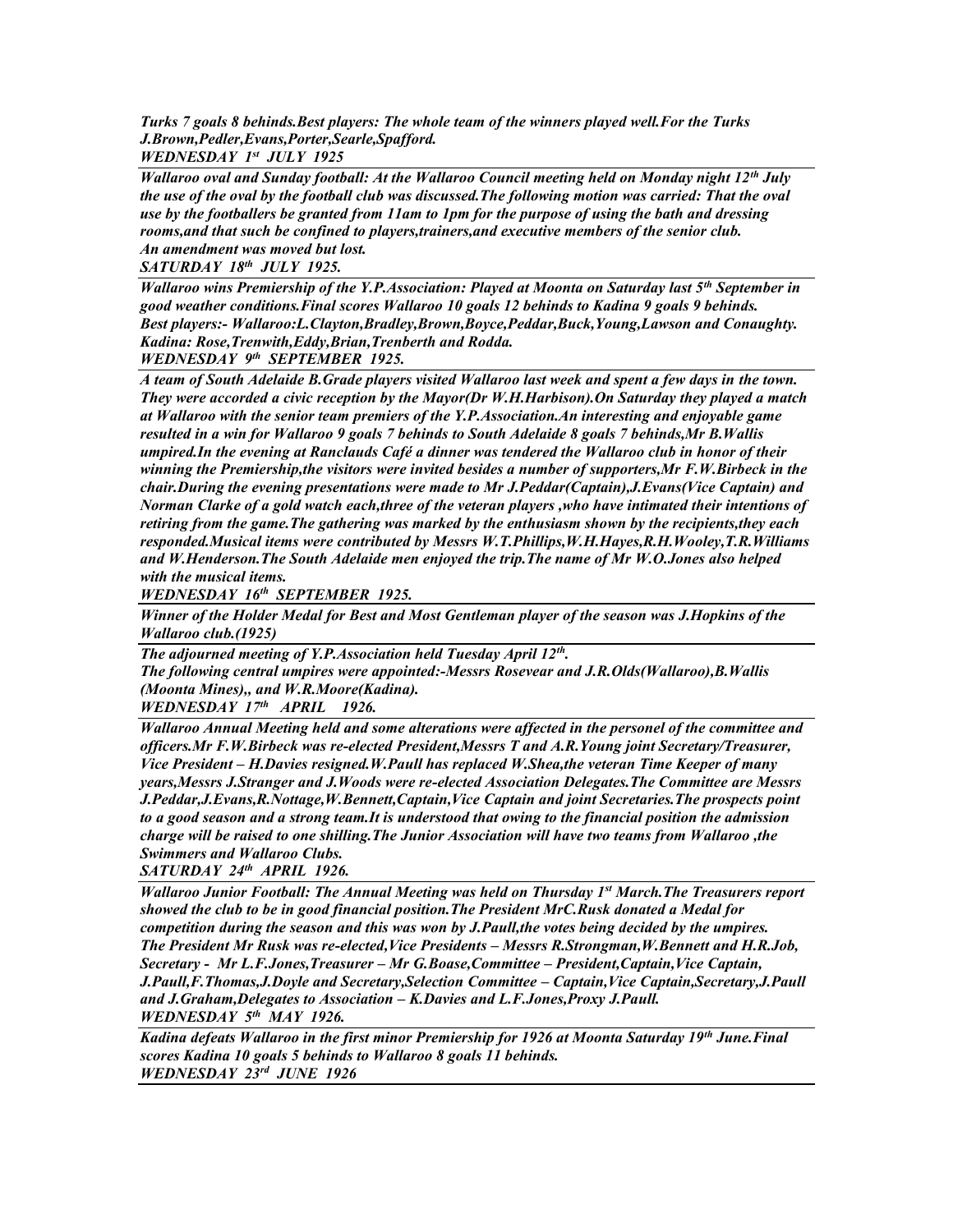*Turks 7 goals 8 behinds.Best players: The whole team of the winners played well.For the Turks J.Brown,Pedler,Evans,Porter,Searle,Spafford.*
***WEDNESDAY 1st JULY 1925***

---

*Wallaroo oval and Sunday football: At the Wallaroo Council meeting held on Monday night 12th July the use of the oval by the football club was discussed.The following motion was carried: That the oval use by the footballers be granted from 11am to 1pm for the purpose of using the bath and dressing rooms,and that such be confined to players,trainers,and executive members of the senior club. An amendment was moved but lost.*
***SATURDAY 18th JULY 1925.***

---

*Wallaroo wins Premiership of the Y.P.Association: Played at Moonta on Saturday last 5th September in good weather conditions.Final scores Wallaroo 10 goals 12 behinds to Kadina 9 goals 9 behinds. Best players:- Wallaroo:L.Clayton,Bradley,Brown,Boyce,Peddar,Buck,Young,Lawson and Conaughty. Kadina: Rose,Trenwith,Eddy,Brian,Trenberth and Rodda.*
***WEDNESDAY 9th SEPTEMBER 1925.***

---

*A team of South Adelaide B.Grade players visited Wallaroo last week and spent a few days in the town. They were accorded a civic reception by the Mayor(Dr W.H.Harbison).On Saturday they played a match at Wallaroo with the senior team premiers of the Y.P.Association.An interesting and enjoyable game resulted in a win for Wallaroo 9 goals 7 behinds to South Adelaide 8 goals 7 behinds,Mr B.Wallis umpired.In the evening at Ranclauds Café a dinner was tendered the Wallaroo club in honor of their winning the Premiership,the visitors were invited besides a number of supporters,Mr F.W.Birbeck in the chair.During the evening presentations were made to Mr J.Peddar(Captain),J.Evans(Vice Captain) and Norman Clarke of a gold watch each,three of the veteran players ,who have intimated their intentions of retiring from the game.The gathering was marked by the enthusiasm shown by the recipients,they each responded.Musical items were contributed by Messrs W.T.Phillips,W.H.Hayes,R.H.Wooley,T.R.Williams and W.Henderson.The South Adelaide men enjoyed the trip.The name of Mr W.O.Jones also helped with the musical items.*
***WEDNESDAY 16th SEPTEMBER 1925.***

---

*Winner of the Holder Medal for Best and Most Gentleman player of the season was J.Hopkins of the Wallaroo club.(1925)*

---

*The adjourned meeting of Y.P.Association held Tuesday April 12th.*
*The following central umpires were appointed:-Messrs Rosevear and J.R.Olds(Wallaroo),B.Wallis (Moonta Mines),, and W.R.Moore(Kadina).*
***WEDNESDAY 17th APRIL 1926.***

---

*Wallaroo Annual Meeting held and some alterations were affected in the personel of the committee and officers.Mr F.W.Birbeck was re-elected President,Messrs T and A.R.Young joint Secretary/Treasurer, Vice President – H.Davies resigned.W.Paull has replaced W.Shea,the veteran Time Keeper of many years,Messrs J.Stranger and J.Woods were re-elected Association Delegates.The Committee are Messrs J.Peddar,J.Evans,R.Nottage,W.Bennett,Captain,Vice Captain and joint Secretaries.The prospects point to a good season and a strong team.It is understood that owing to the financial position the admission charge will be raised to one shilling.The Junior Association will have two teams from Wallaroo ,the Swimmers and Wallaroo Clubs.*
***SATURDAY 24th APRIL 1926.***

---

*Wallaroo Junior Football: The Annual Meeting was held on Thursday 1st March.The Treasurers report showed the club to be in good financial position.The President MrC.Rusk donated a Medal for competition during the season and this was won by J.Paull,the votes being decided by the umpires. The President Mr Rusk was re-elected,Vice Presidents – Messrs R.Strongman,W.Bennett and H.R.Job, Secretary - Mr L.F.Jones,Treasurer – Mr G.Boase,Committee – President,Captain,Vice Captain, J.Paull,F.Thomas,J.Doyle and Secretary,Selection Committee – Captain,Vice Captain,Secretary,J.Paull and J.Graham,Delegates to Association – K.Davies and L.F.Jones,Proxy J.Paull.*
***WEDNESDAY 5th MAY 1926.***

---

*Kadina defeats Wallaroo in the first minor Premiership for 1926 at Moonta Saturday 19th June.Final scores Kadina 10 goals 5 behinds to Wallaroo 8 goals 11 behinds.*
***WEDNESDAY 23rd JUNE 1926***

---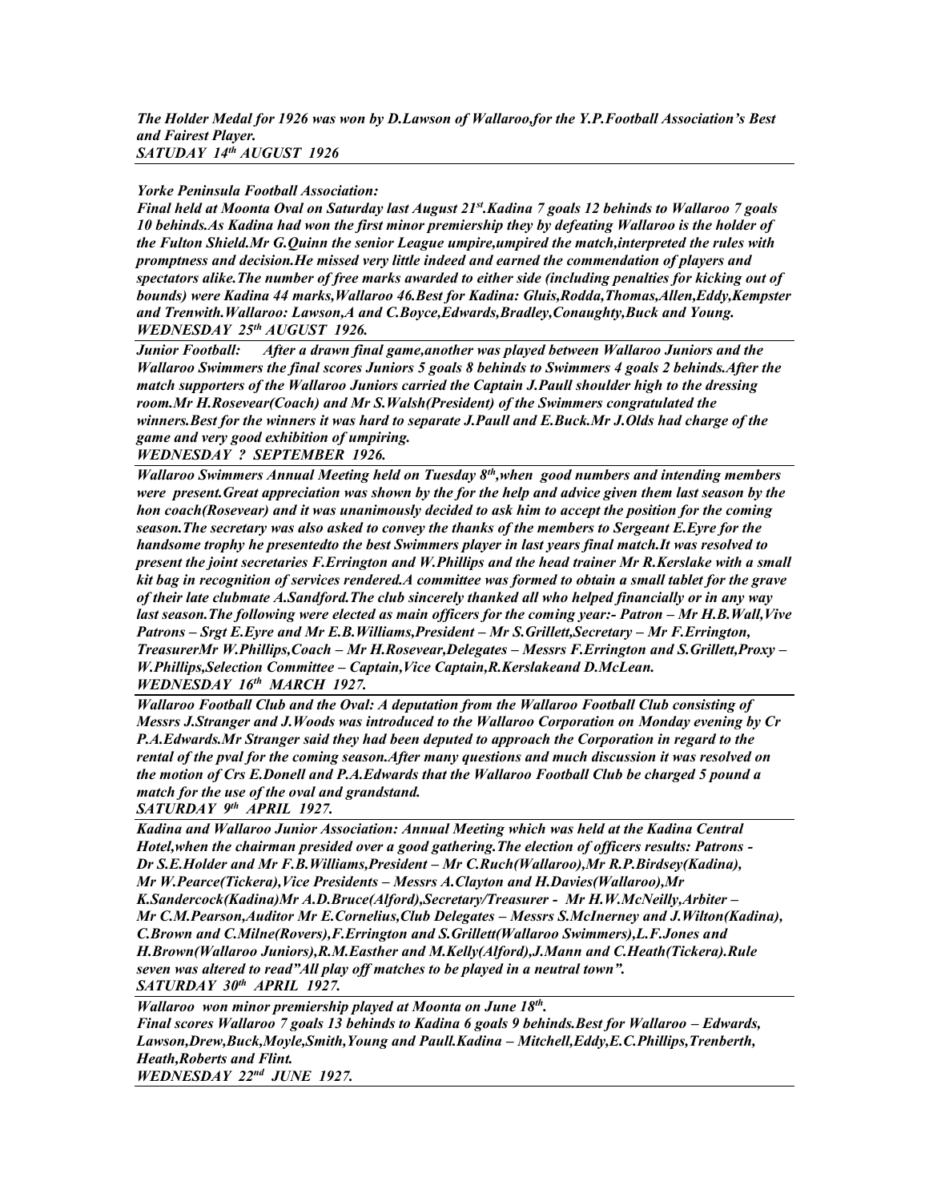***The Holder Medal for 1926 was won by D.Lawson of Wallaroo,for the Y.P.Football Association's Best and Fairest Player.***
***SATUDAY 14th AUGUST 1926***

---

***Yorke Peninsula Football Association:***
***Final held at Moonta Oval on Saturday last August 21st.Kadina 7 goals 12 behinds to Wallaroo 7 goals 10 behinds.As Kadina had won the first minor premiership they by defeating Wallaroo is the holder of the Fulton Shield.Mr G.Quinn the senior League umpire,umpired the match,interpreted the rules with promptness and decision.He missed very little indeed and earned the commendation of players and spectators alike.The number of free marks awarded to either side (including penalties for kicking out of bounds) were Kadina 44 marks,Wallaroo 46.Best for Kadina: Gluis,Rodda,Thomas,Allen,Eddy,Kempster and Trenwith.Wallaroo: Lawson,A and C.Boyce,Edwards,Bradley,Conaughty,Buck and Young.***
***WEDNESDAY 25th AUGUST 1926.***

---

***Junior Football: After a drawn final game,another was played between Wallaroo Juniors and the Wallaroo Swimmers the final scores Juniors 5 goals 8 behinds to Swimmers 4 goals 2 behinds.After the match supporters of the Wallaroo Juniors carried the Captain J.Paull shoulder high to the dressing room.Mr H.Rosevear(Coach) and Mr S.Walsh(President) of the Swimmers congratulated the winners.Best for the winners it was hard to separate J.Paull and E.Buck.Mr J.Olds had charge of the game and very good exhibition of umpiring.***
***WEDNESDAY ? SEPTEMBER 1926.***

---

***Wallaroo Swimmers Annual Meeting held on Tuesday 8th,when good numbers and intending members were present.Great appreciation was shown by the for the help and advice given them last season by the hon coach(Rosevear) and it was unanimously decided to ask him to accept the position for the coming season.The secretary was also asked to convey the thanks of the members to Sergeant E.Eyre for the handsome trophy he presentedto the best Swimmers player in last years final match.It was resolved to present the joint secretaries F.Errington and W.Phillips and the head trainer Mr R.Kerslake with a small kit bag in recognition of services rendered.A committee was formed to obtain a small tablet for the grave of their late clubmate A.Sandford.The club sincerely thanked all who helped financially or in any way last season.The following were elected as main officers for the coming year:- Patron – Mr H.B.Wall,Vive Patrons – Srgt E.Eyre and Mr E.B.Williams,President – Mr S.Grillett,Secretary – Mr F.Errington, TreasurerMr W.Phillips,Coach – Mr H.Rosevear,Delegates – Messrs F.Errington and S.Grillett,Proxy – W.Phillips,Selection Committee – Captain,Vice Captain,R.Kerslakeand D.McLean.***
***WEDNESDAY 16th MARCH 1927.***

---

***Wallaroo Football Club and the Oval: A deputation from the Wallaroo Football Club consisting of Messrs J.Stranger and J.Woods was introduced to the Wallaroo Corporation on Monday evening by Cr P.A.Edwards.Mr Stranger said they had been deputed to approach the Corporation in regard to the rental of the pval for the coming season.After many questions and much discussion it was resolved on the motion of Crs E.Donell and P.A.Edwards that the Wallaroo Football Club be charged 5 pound a match for the use of the oval and grandstand.***
***SATURDAY 9th APRIL 1927.***

---

***Kadina and Wallaroo Junior Association: Annual Meeting which was held at the Kadina Central Hotel,when the chairman presided over a good gathering.The election of officers results: Patrons - Dr S.E.Holder and Mr F.B.Williams,President – Mr C.Ruch(Wallaroo),Mr R.P.Birdsey(Kadina), Mr W.Pearce(Tickera),Vice Presidents – Messrs A.Clayton and H.Davies(Wallaroo),Mr K.Sandercock(Kadina)Mr A.D.Bruce(Alford),Secretary/Treasurer - Mr H.W.McNeilly,Arbiter – Mr C.M.Pearson,Auditor Mr E.Cornelius,Club Delegates – Messrs S.McInerney and J.Wilton(Kadina), C.Brown and C.Milne(Rovers),F.Errington and S.Grillett(Wallaroo Swimmers),L.F.Jones and H.Brown(Wallaroo Juniors),R.M.Easther and M.Kelly(Alford),J.Mann and C.Heath(Tickera).Rule seven was altered to read"All play off matches to be played in a neutral town".***
***SATURDAY 30th APRIL 1927.***

---

***Wallaroo won minor premiership played at Moonta on June 18th.***
***Final scores Wallaroo 7 goals 13 behinds to Kadina 6 goals 9 behinds.Best for Wallaroo – Edwards, Lawson,Drew,Buck,Moyle,Smith,Young and Paull.Kadina – Mitchell,Eddy,E.C.Phillips,Trenberth, Heath,Roberts and Flint.***
***WEDNESDAY 22nd JUNE 1927.***

---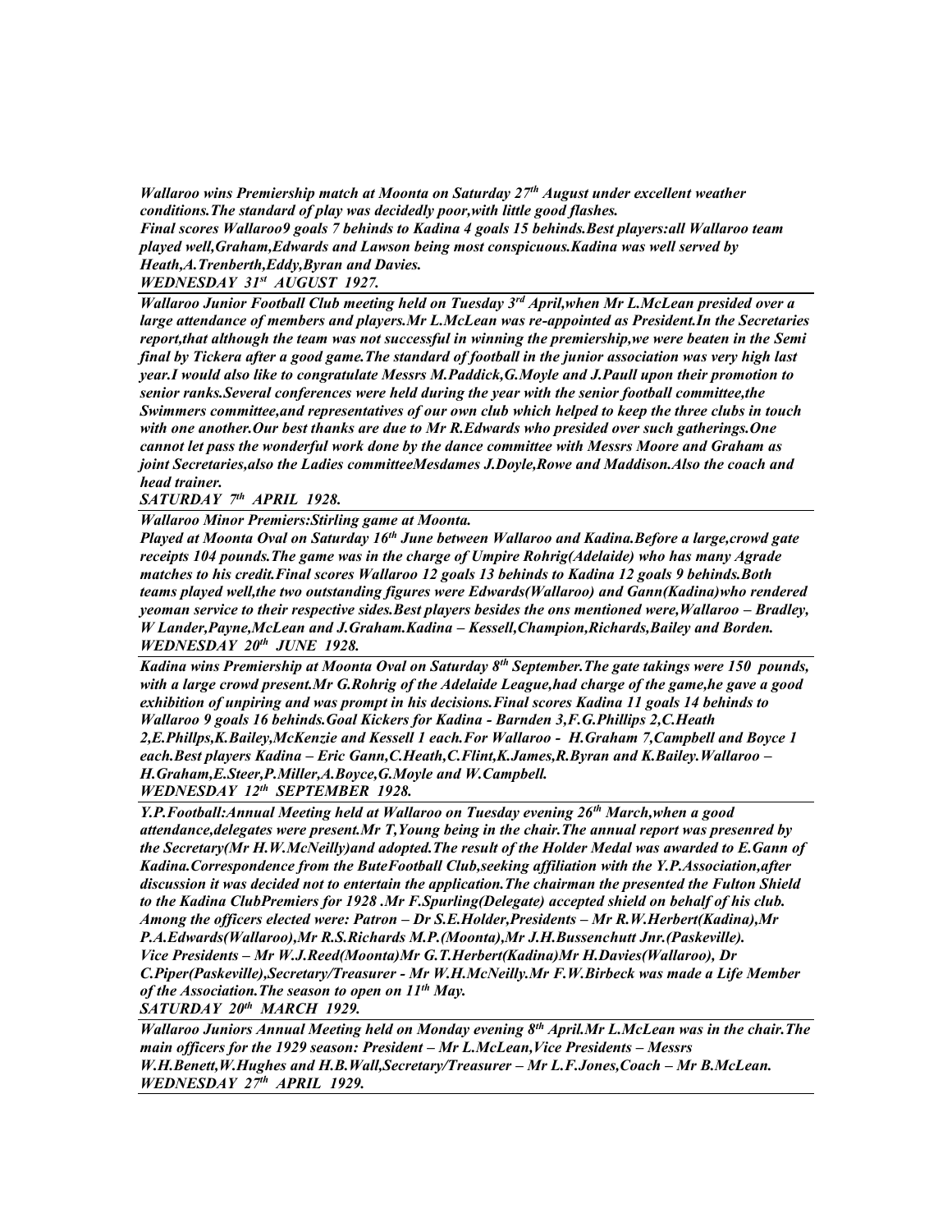*Wallaroo wins Premiership match at Moonta on Saturday 27th August under excellent weather conditions.The standard of play was decidedly poor,with little good flashes.*
*Final scores Wallaroo9 goals 7 behinds to Kadina 4 goals 15 behinds.Best players:all Wallaroo team played well,Graham,Edwards and Lawson being most conspicuous.Kadina was well served by Heath,A.Trenberth,Eddy,Byran and Davies.*
***WEDNESDAY 31st AUGUST 1927.***

---

*Wallaroo Junior Football Club meeting held on Tuesday 3rd April,when Mr L.McLean presided over a large attendance of members and players.Mr L.McLean was re-appointed as President.In the Secretaries report,that although the team was not successful in winning the premiership,we were beaten in the Semi final by Tickera after a good game.The standard of football in the junior association was very high last year.I would also like to congratulate Messrs M.Paddick,G.Moyle and J.Paull upon their promotion to senior ranks.Several conferences were held during the year with the senior football committee,the Swimmers committee,and representatives of our own club which helped to keep the three clubs in touch with one another.Our best thanks are due to Mr R.Edwards who presided over such gatherings.One cannot let pass the wonderful work done by the dance committee with Messrs Moore and Graham as joint Secretaries,also the Ladies committeeMesdames J.Doyle,Rowe and Maddison.Also the coach and head trainer.*
***SATURDAY 7th APRIL 1928.***

---

*Wallaroo Minor Premiers:Stirling game at Moonta.*
*Played at Moonta Oval on Saturday 16th June between Wallaroo and Kadina.Before a large,crowd gate receipts 104 pounds.The game was in the charge of Umpire Rohrig(Adelaide) who has many Agrade matches to his credit.Final scores Wallaroo 12 goals 13 behinds to Kadina 12 goals 9 behinds.Both teams played well,the two outstanding figures were Edwards(Wallaroo) and Gann(Kadina)who rendered yeoman service to their respective sides.Best players besides the ons mentioned were,Wallaroo – Bradley, W Lander,Payne,McLean and J.Graham.Kadina – Kessell,Champion,Richards,Bailey and Borden.*
***WEDNESDAY 20th JUNE 1928.***

---

*Kadina wins Premiership at Moonta Oval on Saturday 8th September.The gate takings were 150 pounds, with a large crowd present.Mr G.Rohrig of the Adelaide League,had charge of the game,he gave a good exhibition of unpiring and was prompt in his decisions.Final scores Kadina 11 goals 14 behinds to Wallaroo 9 goals 16 behinds.Goal Kickers for Kadina - Barnden 3,F.G.Phillips 2,C.Heath 2,E.Phillps,K.Bailey,McKenzie and Kessell 1 each.For Wallaroo - H.Graham 7,Campbell and Boyce 1 each.Best players Kadina – Eric Gann,C.Heath,C.Flint,K.James,R.Byran and K.Bailey.Wallaroo – H.Graham,E.Steer,P.Miller,A.Boyce,G.Moyle and W.Campbell.*
***WEDNESDAY 12th SEPTEMBER 1928.***

---

*Y.P.Football:Annual Meeting held at Wallaroo on Tuesday evening 26th March,when a good attendance,delegates were present.Mr T,Young being in the chair.The annual report was presenred by the Secretary(Mr H.W.McNeilly)and adopted.The result of the Holder Medal was awarded to E.Gann of Kadina.Correspondence from the ButeFootball Club,seeking affiliation with the Y.P.Association,after discussion it was decided not to entertain the application.The chairman the presented the Fulton Shield to the Kadina ClubPremiers for 1928 .Mr F.Spurling(Delegate) accepted shield on behalf of his club. Among the officers elected were: Patron – Dr S.E.Holder,Presidents – Mr R.W.Herbert(Kadina),Mr P.A.Edwards(Wallaroo),Mr R.S.Richards M.P.(Moonta),Mr J.H.Bussenchutt Jnr.(Paskeville). Vice Presidents – Mr W.J.Reed(Moonta)Mr G.T.Herbert(Kadina)Mr H.Davies(Wallaroo), Dr C.Piper(Paskeville),Secretary/Treasurer - Mr W.H.McNeilly.Mr F.W.Birbeck was made a Life Member of the Association.The season to open on 11th May.*
***SATURDAY 20th MARCH 1929.***

---

*Wallaroo Juniors Annual Meeting held on Monday evening 8th April.Mr L.McLean was in the chair.The main officers for the 1929 season: President – Mr L.McLean,Vice Presidents – Messrs W.H.Benett,W.Hughes and H.B.Wall,Secretary/Treasurer – Mr L.F.Jones,Coach – Mr B.McLean.*
***WEDNESDAY 27th APRIL 1929.***

---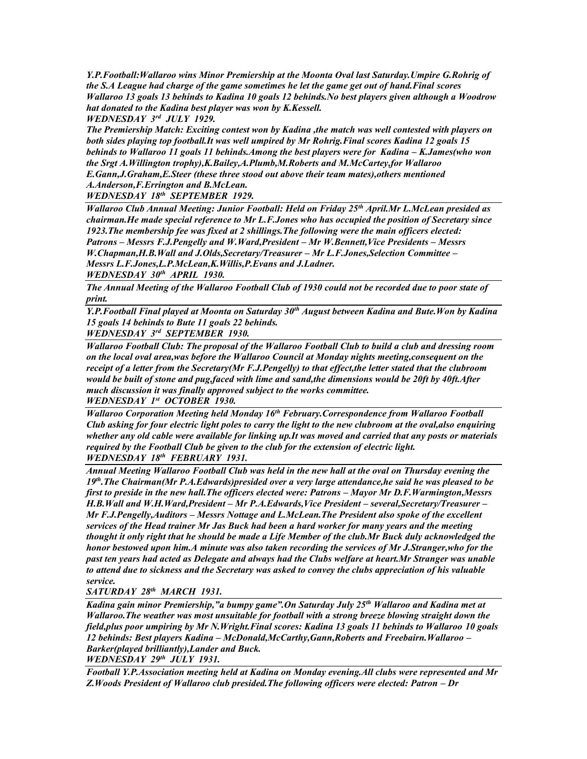***Y.P.Football:Wallaroo wins Minor Premiership at the Moonta Oval last Saturday.Umpire G.Rohrig of the S.A League had charge of the game sometimes he let the game get out of hand.Final scores Wallaroo 13 goals 13 behinds to Kadina 10 goals 12 behinds.No best players given although a Woodrow hat donated to the Kadina best player was won by K.Kessell.***

***WEDNESDAY 3rd JULY 1929.***

***The Premiership Match: Exciting contest won by Kadina ,the match was well contested with players on both sides playing top football.It was well umpired by Mr Rohrig.Final scores Kadina 12 goals 15 behinds to Wallaroo 11 goals 11 behinds.Among the best players were for Kadina – K.James(who won the Srgt A.Willington trophy),K.Bailey,A.Plumb,M.Roberts and M.McCartey,for Wallaroo E.Gann,J.Graham,E.Steer (these three stood out above their team mates),others mentioned A.Anderson,F.Errington and B.McLean.***

***WEDNESDAY 18th SEPTEMBER 1929.***

---

***Wallaroo Club Annual Meeting: Junior Football: Held on Friday 25th April.Mr L.McLean presided as chairman.He made special reference to Mr L.F.Jones who has occupied the position of Secretary since 1923.The membership fee was fixed at 2 shillings.The following were the main officers elected: Patrons – Messrs F.J.Pengelly and W.Ward,President – Mr W.Bennett,Vice Presidents – Messrs W.Chapman,H.B.Wall and J.Olds,Secretary/Treasurer – Mr L.F.Jones,Selection Committee – Messrs L.F.Jones,L.P.McLean,K.Willis,P.Evans and J.Ladner.***

***WEDNESDAY 30th APRIL 1930.***

---

***The Annual Meeting of the Wallaroo Football Club of 1930 could not be recorded due to poor state of print.***

---

***Y.P.Football Final played at Moonta on Saturday 30th August between Kadina and Bute.Won by Kadina 15 goals 14 behinds to Bute 11 goals 22 behinds.***

***WEDNESDAY 3rd SEPTEMBER 1930.***

---

***Wallaroo Football Club: The proposal of the Wallaroo Football Club to build a club and dressing room on the local oval area,was before the Wallaroo Council at Monday nights meeting,consequent on the receipt of a letter from the Secretary(Mr F.J.Pengelly) to that effect,the letter stated that the clubroom would be built of stone and pug,faced with lime and sand,the dimensions would be 20ft by 40ft.After much discussion it was finally approved subject to the works committee.***

***WEDNESDAY 1st OCTOBER 1930.***

---

***Wallaroo Corporation Meeting held Monday 16th February.Correspondence from Wallaroo Football Club asking for four electric light poles to carry the light to the new clubroom at the oval,also enquiring whether any old cable were available for linking up.It was moved and carried that any posts or materials required by the Football Club be given to the club for the extension of electric light.***

***WEDNESDAY 18th FEBRUARY 1931.***

---

***Annual Meeting Wallaroo Football Club was held in the new hall at the oval on Thursday evening the 19th.The Chairman(Mr P.A.Edwards)presided over a very large attendance,he said he was pleased to be first to preside in the new hall.The officers elected were: Patrons – Mayor Mr D.F.Warmington,Messrs H.B.Wall and W.H.Ward,President – Mr P.A.Edwards,Vice President – several,Secretary/Treasurer – Mr F.J.Pengelly,Auditors – Messrs Nottage and L.McLean.The President also spoke of the excellent services of the Head trainer Mr Jas Buck had been a hard worker for many years and the meeting thought it only right that he should be made a Life Member of the club.Mr Buck duly acknowledged the honor bestowed upon him.A minute was also taken recording the services of Mr J.Stranger,who for the past ten years had acted as Delegate and always had the Clubs welfare at heart.Mr Stranger was unable to attend due to sickness and the Secretary was asked to convey the clubs appreciation of his valuable service.***

***SATURDAY 28th MARCH 1931.***

---

***Kadina gain minor Premiership,"a bumpy game".On Saturday July 25th Wallaroo and Kadina met at Wallaroo.The weather was most unsuitable for football with a strong breeze blowing straight down the field,plus poor umpiring by Mr N.Wright.Final scores: Kadina 13 goals 11 behinds to Wallaroo 10 goals 12 behinds: Best players Kadina – McDonald,McCarthy,Gann,Roberts and Freebairn.Wallaroo – Barker(played brilliantly),Lander and Buck.***

***WEDNESDAY 29th JULY 1931.***

---

***Football Y.P.Association meeting held at Kadina on Monday evening.All clubs were represented and Mr Z.Woods President of Wallaroo club presided.The following officers were elected: Patron – Dr***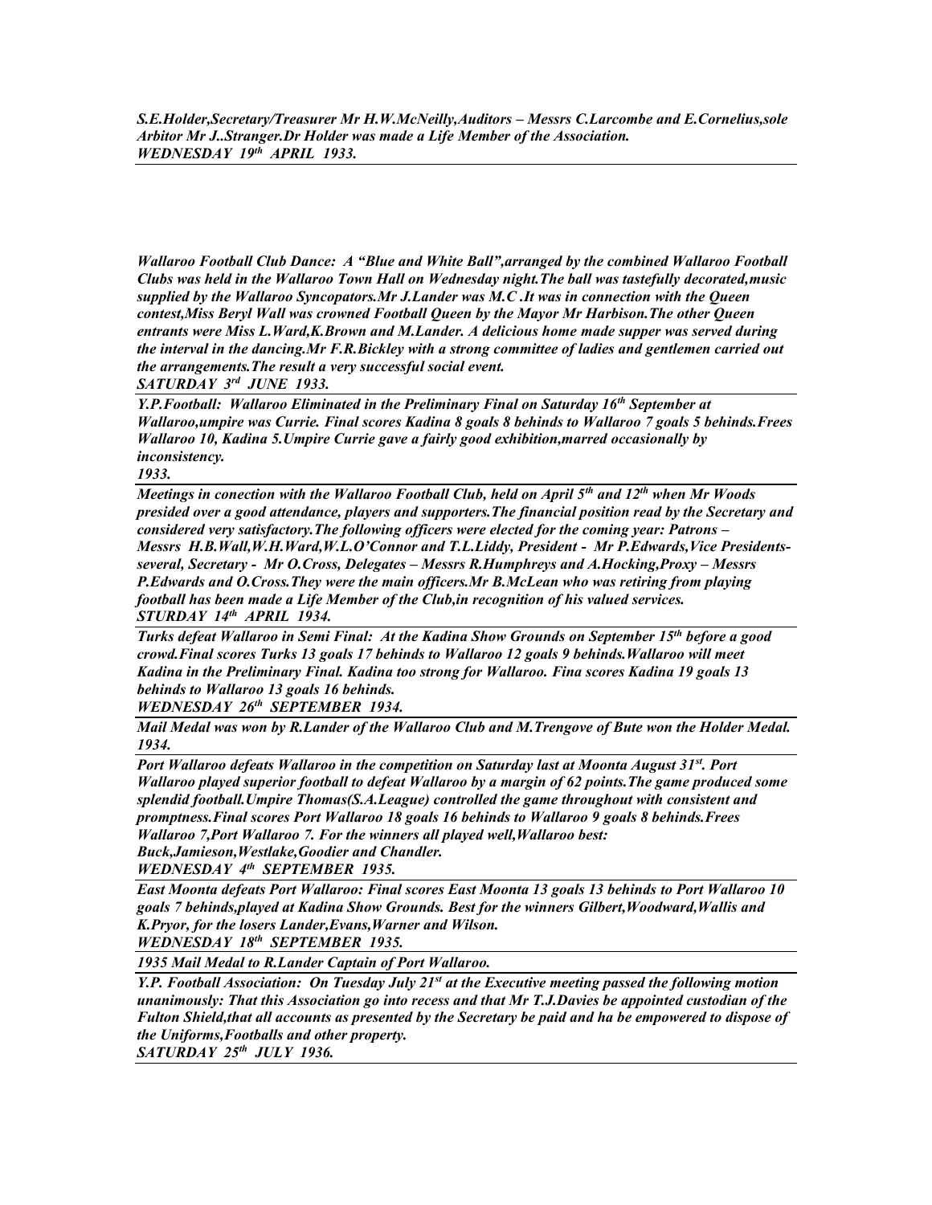***S.E.Holder,Secretary/Treasurer Mr H.W.McNeilly,Auditors – Messrs C.Larcombe and E.Cornelius,sole Arbitor Mr J..Stranger.Dr Holder was made a Life Member of the Association.***
***WEDNESDAY 19th APRIL 1933.***

---

***Wallaroo Football Club Dance: A "Blue and White Ball",arranged by the combined Wallaroo Football Clubs was held in the Wallaroo Town Hall on Wednesday night.The ball was tastefully decorated,music supplied by the Wallaroo Syncopators.Mr J.Lander was M.C .It was in connection with the Queen contest,Miss Beryl Wall was crowned Football Queen by the Mayor Mr Harbison.The other Queen entrants were Miss L.Ward,K.Brown and M.Lander. A delicious home made supper was served during the interval in the dancing.Mr F.R.Bickley with a strong committee of ladies and gentlemen carried out the arrangements.The result a very successful social event.***
***SATURDAY 3rd JUNE 1933.***

---

***Y.P.Football: Wallaroo Eliminated in the Preliminary Final on Saturday 16th September at Wallaroo,umpire was Currie. Final scores Kadina 8 goals 8 behinds to Wallaroo 7 goals 5 behinds.Frees Wallaroo 10, Kadina 5.Umpire Currie gave a fairly good exhibition,marred occasionally by inconsistency.***
***1933.***

---

***Meetings in conection with the Wallaroo Football Club, held on April 5th and 12th when Mr Woods presided over a good attendance, players and supporters.The financial position read by the Secretary and considered very satisfactory.The following officers were elected for the coming year: Patrons – Messrs H.B.Wall,W.H.Ward,W.L.O'Connor and T.L.Liddy, President - Mr P.Edwards,Vice Presidents-several, Secretary - Mr O.Cross, Delegates – Messrs R.Humphreys and A.Hocking,Proxy – Messrs P.Edwards and O.Cross.They were the main officers.Mr B.McLean who was retiring from playing football has been made a Life Member of the Club,in recognition of his valued services.***
***STURDAY 14th APRIL 1934.***

---

***Turks defeat Wallaroo in Semi Final: At the Kadina Show Grounds on September 15th before a good crowd.Final scores Turks 13 goals 17 behinds to Wallaroo 12 goals 9 behinds.Wallaroo will meet Kadina in the Preliminary Final. Kadina too strong for Wallaroo. Fina scores Kadina 19 goals 13 behinds to Wallaroo 13 goals 16 behinds.***
***WEDNESDAY 26th SEPTEMBER 1934.***

---

***Mail Medal was won by R.Lander of the Wallaroo Club and M.Trengove of Bute won the Holder Medal.***
***1934.***

---

***Port Wallaroo defeats Wallaroo in the competition on Saturday last at Moonta August 31st. Port Wallaroo played superior football to defeat Wallaroo by a margin of 62 points.The game produced some splendid football.Umpire Thomas(S.A.League) controlled the game throughout with consistent and promptness.Final scores Port Wallaroo 18 goals 16 behinds to Wallaroo 9 goals 8 behinds.Frees Wallaroo 7,Port Wallaroo 7. For the winners all played well,Wallaroo best: Buck,Jamieson,Westlake,Goodier and Chandler.***
***WEDNESDAY 4th SEPTEMBER 1935.***

---

***East Moonta defeats Port Wallaroo: Final scores East Moonta 13 goals 13 behinds to Port Wallaroo 10 goals 7 behinds,played at Kadina Show Grounds. Best for the winners Gilbert,Woodward,Wallis and K.Pryor, for the losers Lander,Evans,Warner and Wilson.***
***WEDNESDAY 18th SEPTEMBER 1935.***

---

***1935 Mail Medal to R.Lander Captain of Port Wallaroo.***

---

***Y.P. Football Association: On Tuesday July 21st at the Executive meeting passed the following motion unanimously: That this Association go into recess and that Mr T.J.Davies be appointed custodian of the Fulton Shield,that all accounts as presented by the Secretary be paid and ha be empowered to dispose of the Uniforms,Footballs and other property.***
***SATURDAY 25th JULY 1936.***

---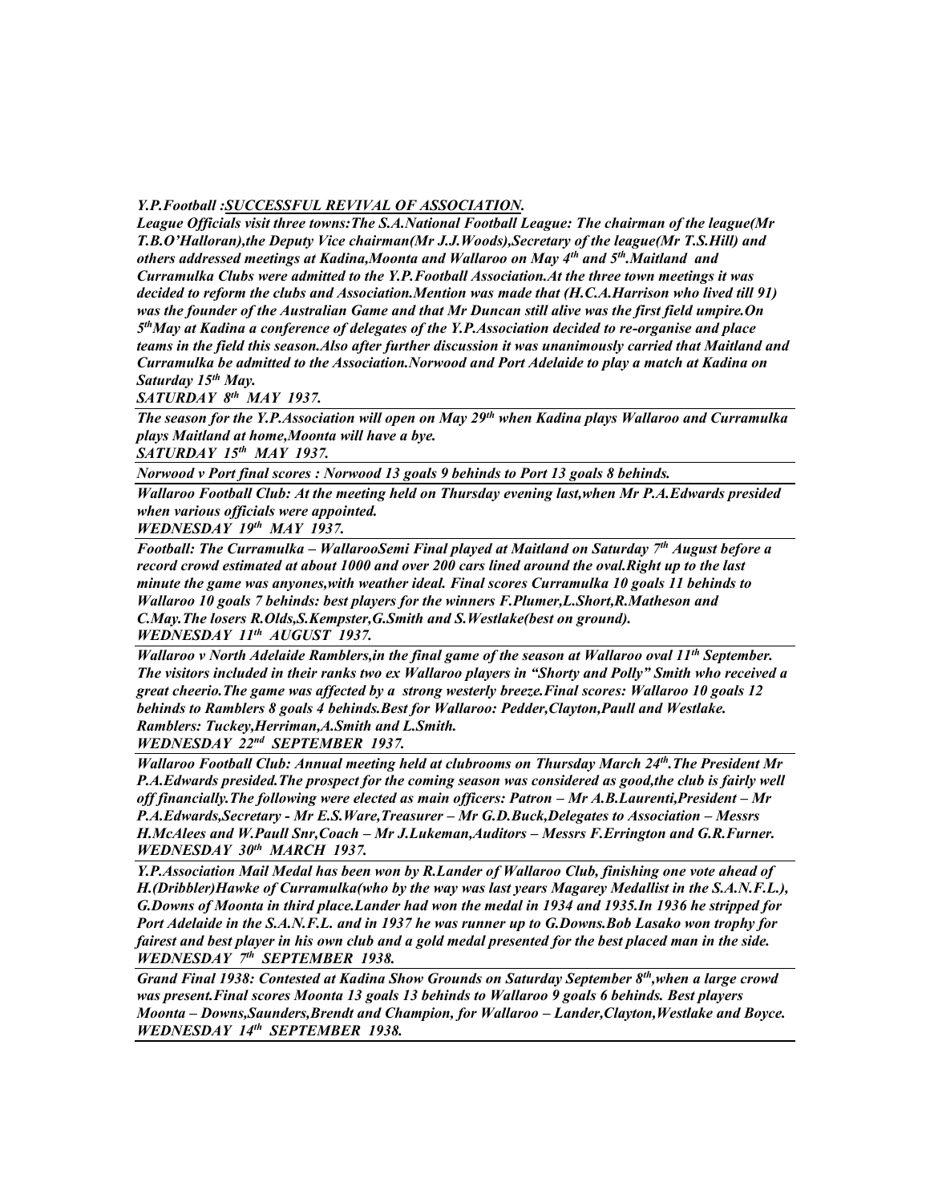*Y.P.Football :<u>SUCCESSFUL REVIVAL OF ASSOCIATION</u>.*
*League Officials visit three towns:The S.A.National Football League: The chairman of the league(Mr T.B.O'Halloran),the Deputy Vice chairman(Mr J.J.Woods),Secretary of the league(Mr T.S.Hill) and others addressed meetings at Kadina,Moonta and Wallaroo on May 4th and 5th.Maitland and Curramulka Clubs were admitted to the Y.P.Football Association.At the three town meetings it was decided to reform the clubs and Association.Mention was made that (H.C.A.Harrison who lived till 91) was the founder of the Australian Game and that Mr Duncan still alive was the first field umpire.On 5thMay at Kadina a conference of delegates of the Y.P.Association decided to re-organise and place teams in the field this season.Also after further discussion it was unanimously carried that Maitland and Curramulka be admitted to the Association.Norwood and Port Adelaide to play a match at Kadina on Saturday 15th May.*

***SATURDAY 8th MAY 1937.***

---

*The season for the Y.P.Association will open on May 29th when Kadina plays Wallaroo and Curramulka plays Maitland at home,Moonta will have a bye.*

***SATURDAY 15th MAY 1937.***

---

*Norwood v Port final scores : Norwood 13 goals 9 behinds to Port 13 goals 8 behinds.*

---

*Wallaroo Football Club: At the meeting held on Thursday evening last,when Mr P.A.Edwards presided when various officials were appointed.*

***WEDNESDAY 19th MAY 1937.***

---

*Football: The Curramulka – WallarooSemi Final played at Maitland on Saturday 7th August before a record crowd estimated at about 1000 and over 200 cars lined around the oval.Right up to the last minute the game was anyones,with weather ideal. Final scores Curramulka 10 goals 11 behinds to Wallaroo 10 goals 7 behinds: best players for the winners F.Plumer,L.Short,R.Matheson and C.May.The losers R.Olds,S.Kempster,G.Smith and S.Westlake(best on ground).*

***WEDNESDAY 11th AUGUST 1937.***

---

*Wallaroo v North Adelaide Ramblers,in the final game of the season at Wallaroo oval 11th September. The visitors included in their ranks two ex Wallaroo players in "Shorty and Polly" Smith who received a great cheerio.The game was affected by a strong westerly breeze.Final scores: Wallaroo 10 goals 12 behinds to Ramblers 8 goals 4 behinds.Best for Wallaroo: Pedder,Clayton,Paull and Westlake. Ramblers: Tuckey,Herriman,A.Smith and L.Smith.*

***WEDNESDAY 22nd SEPTEMBER 1937.***

---

*Wallaroo Football Club: Annual meeting held at clubrooms on Thursday March 24th.The President Mr P.A.Edwards presided.The prospect for the coming season was considered as good,the club is fairly well off financially.The following were elected as main officers: Patron – Mr A.B.Laurenti,President – Mr P.A.Edwards,Secretary - Mr E.S.Ware,Treasurer – Mr G.D.Buck,Delegates to Association – Messrs H.McAlees and W.Paull Snr,Coach – Mr J.Lukeman,Auditors – Messrs F.Errington and G.R.Furner.*

***WEDNESDAY 30th MARCH 1937.***

---

*Y.P.Association Mail Medal has been won by R.Lander of Wallaroo Club, finishing one vote ahead of H.(Dribbler)Hawke of Curramulka(who by the way was last years Magarey Medallist in the S.A.N.F.L.), G.Downs of Moonta in third place.Lander had won the medal in 1934 and 1935.In 1936 he stripped for Port Adelaide in the S.A.N.F.L. and in 1937 he was runner up to G.Downs.Bob Lasako won trophy for fairest and best player in his own club and a gold medal presented for the best placed man in the side.*

***WEDNESDAY 7th SEPTEMBER 1938.***

---

*Grand Final 1938: Contested at Kadina Show Grounds on Saturday September 8th,when a large crowd was present.Final scores Moonta 13 goals 13 behinds to Wallaroo 9 goals 6 behinds. Best players Moonta – Downs,Saunders,Brendt and Champion, for Wallaroo – Lander,Clayton,Westlake and Boyce.*

***WEDNESDAY 14th SEPTEMBER 1938.***

---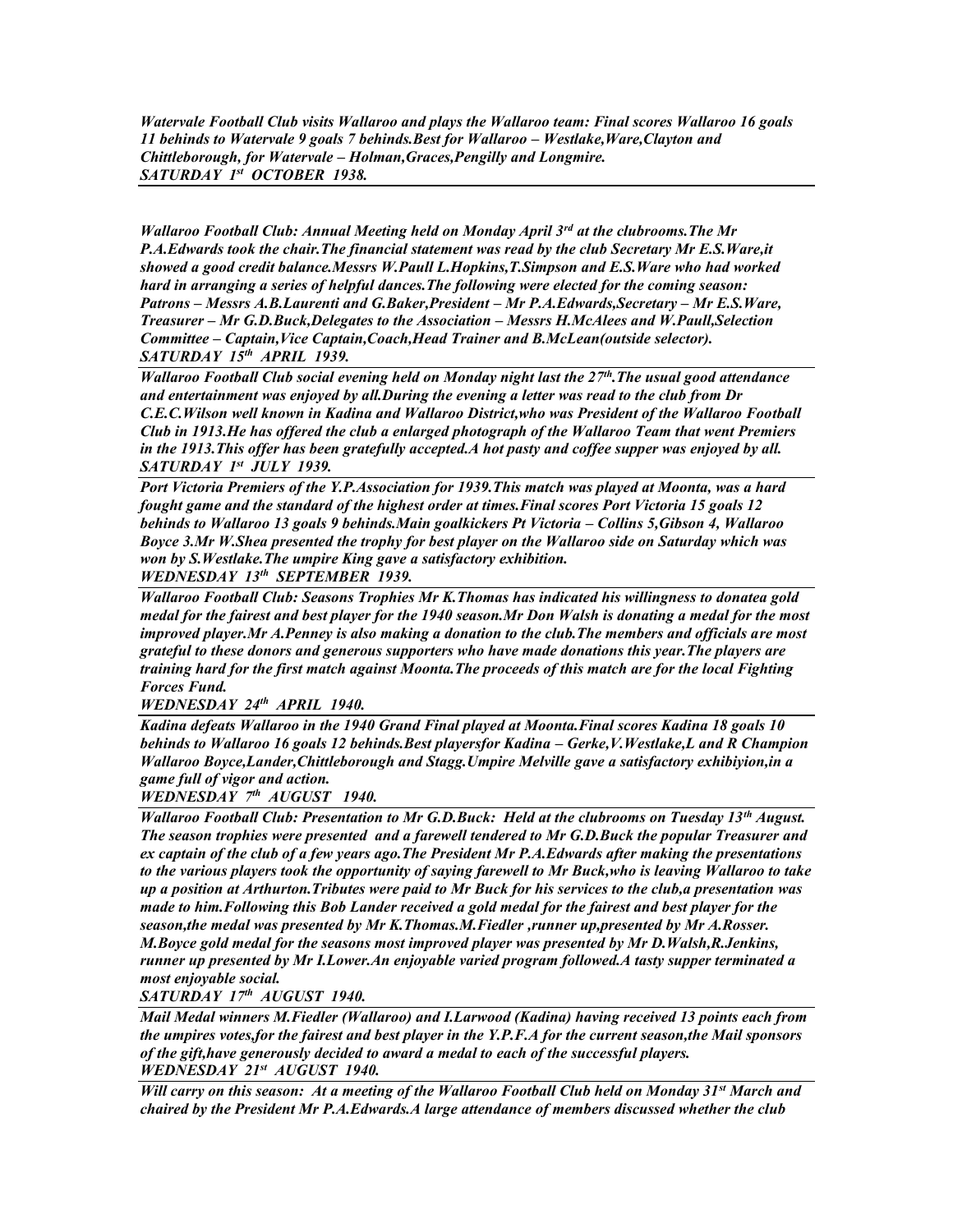***Watervale Football Club visits Wallaroo and plays the Wallaroo team: Final scores Wallaroo 16 goals 11 behinds to Watervale 9 goals 7 behinds.Best for Wallaroo – Westlake,Ware,Clayton and Chittleborough, for Watervale – Holman,Graces,Pengilly and Longmire.***
***SATURDAY 1st OCTOBER 1938.***

---

***Wallaroo Football Club: Annual Meeting held on Monday April 3rd at the clubrooms.The Mr P.A.Edwards took the chair.The financial statement was read by the club Secretary Mr E.S.Ware,it showed a good credit balance.Messrs W.Paull L.Hopkins,T.Simpson and E.S.Ware who had worked hard in arranging a series of helpful dances.The following were elected for the coming season: Patrons – Messrs A.B.Laurenti and G.Baker,President – Mr P.A.Edwards,Secretary – Mr E.S.Ware, Treasurer – Mr G.D.Buck,Delegates to the Association – Messrs H.McAlees and W.Paull,Selection Committee – Captain,Vice Captain,Coach,Head Trainer and B.McLean(outside selector).***
***SATURDAY 15th APRIL 1939.***

---

***Wallaroo Football Club social evening held on Monday night last the 27th.The usual good attendance and entertainment was enjoyed by all.During the evening a letter was read to the club from Dr C.E.C.Wilson well known in Kadina and Wallaroo District,who was President of the Wallaroo Football Club in 1913.He has offered the club a enlarged photograph of the Wallaroo Team that went Premiers in the 1913.This offer has been gratefully accepted.A hot pasty and coffee supper was enjoyed by all.***
***SATURDAY 1st JULY 1939.***

---

***Port Victoria Premiers of the Y.P.Association for 1939.This match was played at Moonta, was a hard fought game and the standard of the highest order at times.Final scores Port Victoria 15 goals 12 behinds to Wallaroo 13 goals 9 behinds.Main goalkickers Pt Victoria – Collins 5,Gibson 4, Wallaroo Boyce 3.Mr W.Shea presented the trophy for best player on the Wallaroo side on Saturday which was won by S.Westlake.The umpire King gave a satisfactory exhibition.***
***WEDNESDAY 13th SEPTEMBER 1939.***

---

***Wallaroo Football Club: Seasons Trophies Mr K.Thomas has indicated his willingness to donatea gold medal for the fairest and best player for the 1940 season.Mr Don Walsh is donating a medal for the most improved player.Mr A.Penney is also making a donation to the club.The members and officials are most grateful to these donors and generous supporters who have made donations this year.The players are training hard for the first match against Moonta.The proceeds of this match are for the local Fighting Forces Fund.***
***WEDNESDAY 24th APRIL 1940.***

---

***Kadina defeats Wallaroo in the 1940 Grand Final played at Moonta.Final scores Kadina 18 goals 10 behinds to Wallaroo 16 goals 12 behinds.Best playersfor Kadina – Gerke,V.Westlake,L and R Champion Wallaroo Boyce,Lander,Chittleborough and Stagg.Umpire Melville gave a satisfactory exhibiyion,in a game full of vigor and action.***
***WEDNESDAY 7th AUGUST 1940.***

---

***Wallaroo Football Club: Presentation to Mr G.D.Buck: Held at the clubrooms on Tuesday 13th August. The season trophies were presented and a farewell tendered to Mr G.D.Buck the popular Treasurer and ex captain of the club of a few years ago.The President Mr P.A.Edwards after making the presentations to the various players took the opportunity of saying farewell to Mr Buck,who is leaving Wallaroo to take up a position at Arthurton.Tributes were paid to Mr Buck for his services to the club,a presentation was made to him.Following this Bob Lander received a gold medal for the fairest and best player for the season,the medal was presented by Mr K.Thomas.M.Fiedler ,runner up,presented by Mr A.Rosser. M.Boyce gold medal for the seasons most improved player was presented by Mr D.Walsh,R.Jenkins, runner up presented by Mr I.Lower.An enjoyable varied program followed.A tasty supper terminated a most enjoyable social.***
***SATURDAY 17th AUGUST 1940.***

---

***Mail Medal winners M.Fiedler (Wallaroo) and I.Larwood (Kadina) having received 13 points each from the umpires votes,for the fairest and best player in the Y.P.F.A for the current season,the Mail sponsors of the gift,have generously decided to award a medal to each of the successful players.***
***WEDNESDAY 21st AUGUST 1940.***

---

***Will carry on this season: At a meeting of the Wallaroo Football Club held on Monday 31st March and chaired by the President Mr P.A.Edwards.A large attendance of members discussed whether the club***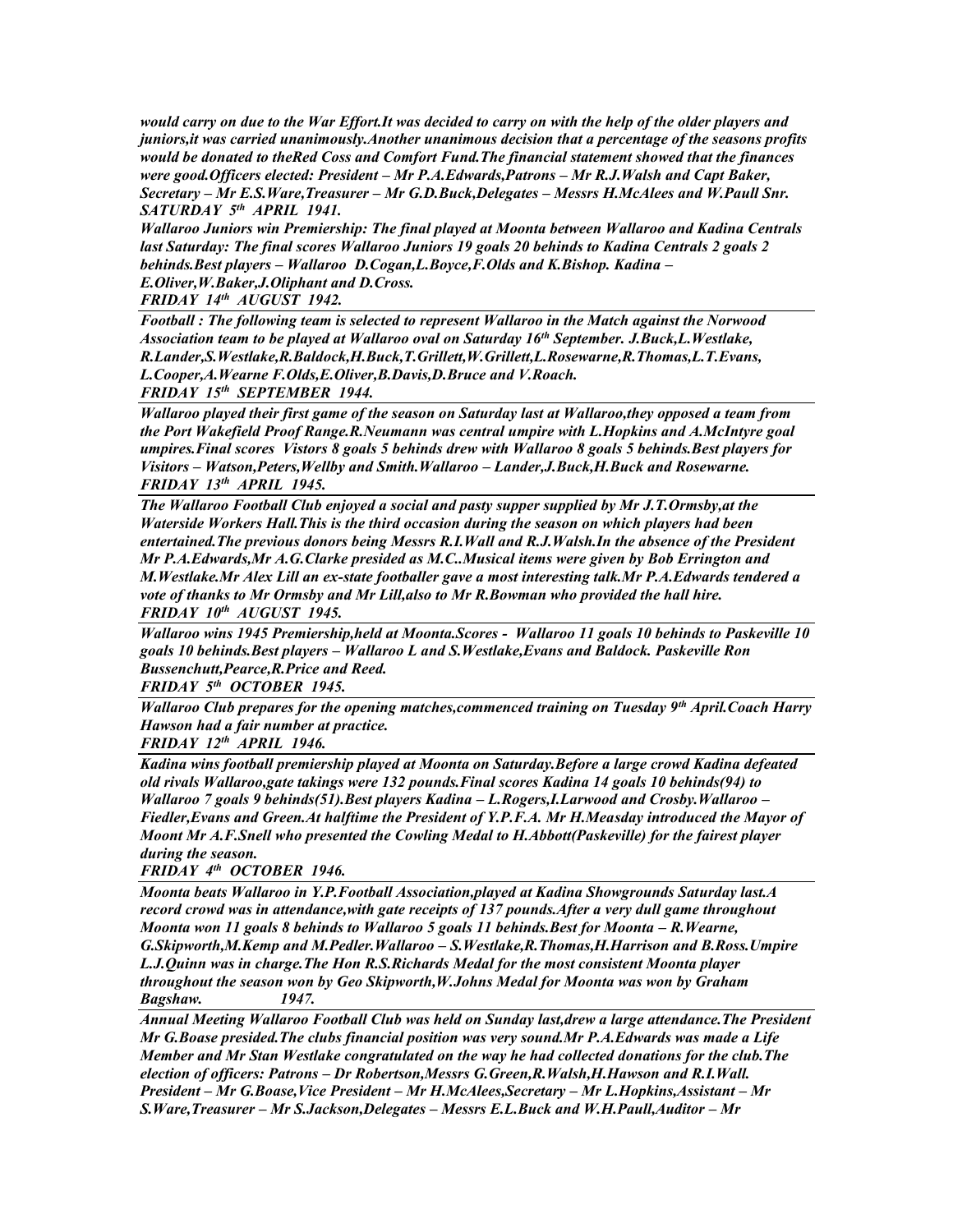***would carry on due to the War Effort.It was decided to carry on with the help of the older players and juniors,it was carried unanimously.Another unanimous decision that a percentage of the seasons profits would be donated to theRed Coss and Comfort Fund.The financial statement showed that the finances were good.Officers elected: President – Mr P.A.Edwards,Patrons – Mr R.J.Walsh and Capt Baker, Secretary – Mr E.S.Ware,Treasurer – Mr G.D.Buck,Delegates – Messrs H.McAlees and W.Paull Snr.***
***SATURDAY 5th APRIL 1941.***

***Wallaroo Juniors win Premiership: The final played at Moonta between Wallaroo and Kadina Centrals last Saturday: The final scores Wallaroo Juniors 19 goals 20 behinds to Kadina Centrals 2 goals 2 behinds.Best players – Wallaroo D.Cogan,L.Boyce,F.Olds and K.Bishop. Kadina – E.Oliver,W.Baker,J.Oliphant and D.Cross.***
***FRIDAY 14th AUGUST 1942.***

***Football : The following team is selected to represent Wallaroo in the Match against the Norwood Association team to be played at Wallaroo oval on Saturday 16th September. J.Buck,L.Westlake, R.Lander,S.Westlake,R.Baldock,H.Buck,T.Grillett,W.Grillett,L.Rosewarne,R.Thomas,L.T.Evans, L.Cooper,A.Wearne F.Olds,E.Oliver,B.Davis,D.Bruce and V.Roach.***
***FRIDAY 15th SEPTEMBER 1944.***

***Wallaroo played their first game of the season on Saturday last at Wallaroo,they opposed a team from the Port Wakefield Proof Range.R.Neumann was central umpire with L.Hopkins and A.McIntyre goal umpires.Final scores Vistors 8 goals 5 behinds drew with Wallaroo 8 goals 5 behinds.Best players for Visitors – Watson,Peters,Wellby and Smith.Wallaroo – Lander,J.Buck,H.Buck and Rosewarne.***
***FRIDAY 13th APRIL 1945.***

***The Wallaroo Football Club enjoyed a social and pasty supper supplied by Mr J.T.Ormsby,at the Waterside Workers Hall.This is the third occasion during the season on which players had been entertained.The previous donors being Messrs R.I.Wall and R.J.Walsh.In the absence of the President Mr P.A.Edwards,Mr A.G.Clarke presided as M.C..Musical items were given by Bob Errington and M.Westlake.Mr Alex Lill an ex-state footballer gave a most interesting talk.Mr P.A.Edwards tendered a vote of thanks to Mr Ormsby and Mr Lill,also to Mr R.Bowman who provided the hall hire.***
***FRIDAY 10th AUGUST 1945.***

***Wallaroo wins 1945 Premiership,held at Moonta.Scores - Wallaroo 11 goals 10 behinds to Paskeville 10 goals 10 behinds.Best players – Wallaroo L and S.Westlake,Evans and Baldock. Paskeville Ron Bussenchutt,Pearce,R.Price and Reed.***
***FRIDAY 5th OCTOBER 1945.***

***Wallaroo Club prepares for the opening matches,commenced training on Tuesday 9th April.Coach Harry Hawson had a fair number at practice.***
***FRIDAY 12th APRIL 1946.***

***Kadina wins football premiership played at Moonta on Saturday.Before a large crowd Kadina defeated old rivals Wallaroo,gate takings were 132 pounds.Final scores Kadina 14 goals 10 behinds(94) to Wallaroo 7 goals 9 behinds(51).Best players Kadina – L.Rogers,I.Larwood and Crosby.Wallaroo – Fiedler,Evans and Green.At halftime the President of Y.P.F.A. Mr H.Measday introduced the Mayor of Moont Mr A.F.Snell who presented the Cowling Medal to H.Abbott(Paskeville) for the fairest player during the season.***
***FRIDAY 4th OCTOBER 1946.***

***Moonta beats Wallaroo in Y.P.Football Association,played at Kadina Showgrounds Saturday last.A record crowd was in attendance,with gate receipts of 137 pounds.After a very dull game throughout Moonta won 11 goals 8 behinds to Wallaroo 5 goals 11 behinds.Best for Moonta – R.Wearne, G.Skipworth,M.Kemp and M.Pedler.Wallaroo – S.Westlake,R.Thomas,H.Harrison and B.Ross.Umpire L.J.Quinn was in charge.The Hon R.S.Richards Medal for the most consistent Moonta player throughout the season won by Geo Skipworth,W.Johns Medal for Moonta was won by Graham Bagshaw. 1947.***

***Annual Meeting Wallaroo Football Club was held on Sunday last,drew a large attendance.The President Mr G.Boase presided.The clubs financial position was very sound.Mr P.A.Edwards was made a Life Member and Mr Stan Westlake congratulated on the way he had collected donations for the club.The election of officers: Patrons – Dr Robertson,Messrs G.Green,R.Walsh,H.Hawson and R.I.Wall. President – Mr G.Boase,Vice President – Mr H.McAlees,Secretary – Mr L.Hopkins,Assistant – Mr S.Ware,Treasurer – Mr S.Jackson,Delegates – Messrs E.L.Buck and W.H.Paull,Auditor – Mr***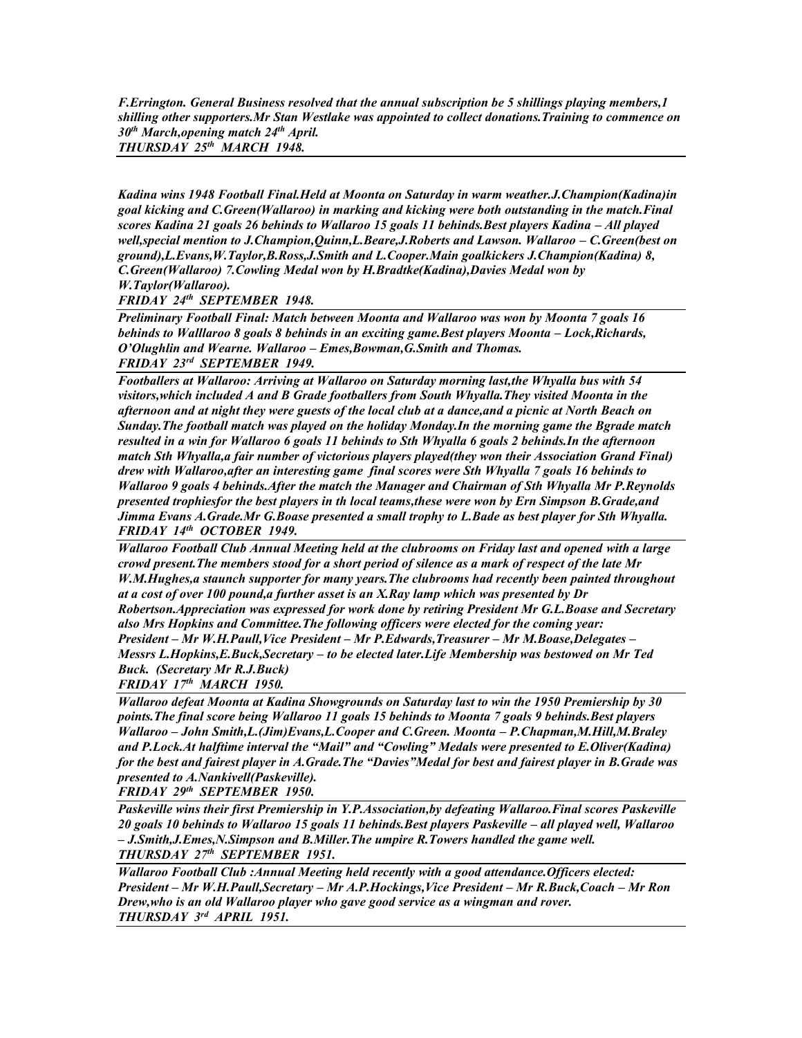*F.Errington. General Business resolved that the annual subscription be 5 shillings playing members,1 shilling other supporters.Mr Stan Westlake was appointed to collect donations.Training to commence on 30th March,opening match 24th April.*
***THURSDAY 25th MARCH 1948.***

---

*Kadina wins 1948 Football Final.Held at Moonta on Saturday in warm weather.J.Champion(Kadina)in goal kicking and C.Green(Wallaroo) in marking and kicking were both outstanding in the match.Final scores Kadina 21 goals 26 behinds to Wallaroo 15 goals 11 behinds.Best players Kadina – All played well,special mention to J.Champion,Quinn,L.Beare,J.Roberts and Lawson. Wallaroo – C.Green(best on ground),L.Evans,W.Taylor,B.Ross,J.Smith and L.Cooper.Main goalkickers J.Champion(Kadina) 8, C.Green(Wallaroo) 7.Cowling Medal won by H.Bradtke(Kadina),Davies Medal won by W.Taylor(Wallaroo).*
***FRIDAY 24th SEPTEMBER 1948.***

---

*Preliminary Football Final: Match between Moonta and Wallaroo was won by Moonta 7 goals 16 behinds to Walllaroo 8 goals 8 behinds in an exciting game.Best players Moonta – Lock,Richards, O'Olughlin and Wearne. Wallaroo – Emes,Bowman,G.Smith and Thomas.*
***FRIDAY 23rd SEPTEMBER 1949.***

---

*Footballers at Wallaroo: Arriving at Wallaroo on Saturday morning last,the Whyalla bus with 54 visitors,which included A and B Grade footballers from South Whyalla.They visited Moonta in the afternoon and at night they were guests of the local club at a dance,and a picnic at North Beach on Sunday.The football match was played on the holiday Monday.In the morning game the Bgrade match resulted in a win for Wallaroo 6 goals 11 behinds to Sth Whyalla 6 goals 2 behinds.In the afternoon match Sth Whyalla,a fair number of victorious players played(they won their Association Grand Final) drew with Wallaroo,after an interesting game final scores were Sth Whyalla 7 goals 16 behinds to Wallaroo 9 goals 4 behinds.After the match the Manager and Chairman of Sth Whyalla Mr P.Reynolds presented trophiesfor the best players in th local teams,these were won by Ern Simpson B.Grade,and Jimma Evans A.Grade.Mr G.Boase presented a small trophy to L.Bade as best player for Sth Whyalla.*
***FRIDAY 14th OCTOBER 1949.***

---

*Wallaroo Football Club Annual Meeting held at the clubrooms on Friday last and opened with a large crowd present.The members stood for a short period of silence as a mark of respect of the late Mr W.M.Hughes,a staunch supporter for many years.The clubrooms had recently been painted throughout at a cost of over 100 pound,a further asset is an X.Ray lamp which was presented by Dr Robertson.Appreciation was expressed for work done by retiring President Mr G.L.Boase and Secretary also Mrs Hopkins and Committee.The following officers were elected for the coming year: President – Mr W.H.Paull,Vice President – Mr P.Edwards,Treasurer – Mr M.Boase,Delegates – Messrs L.Hopkins,E.Buck,Secretary – to be elected later.Life Membership was bestowed on Mr Ted Buck. (Secretary Mr R.J.Buck)*
***FRIDAY 17th MARCH 1950.***

---

*Wallaroo defeat Moonta at Kadina Showgrounds on Saturday last to win the 1950 Premiership by 30 points.The final score being Wallaroo 11 goals 15 behinds to Moonta 7 goals 9 behinds.Best players Wallaroo – John Smith,L.(Jim)Evans,L.Cooper and C.Green. Moonta – P.Chapman,M.Hill,M.Braley and P.Lock.At halftime interval the "Mail" and "Cowling" Medals were presented to E.Oliver(Kadina) for the best and fairest player in A.Grade.The "Davies"Medal for best and fairest player in B.Grade was presented to A.Nankivell(Paskeville).*
***FRIDAY 29th SEPTEMBER 1950.***

---

*Paskeville wins their first Premiership in Y.P.Association,by defeating Wallaroo.Final scores Paskeville 20 goals 10 behinds to Wallaroo 15 goals 11 behinds.Best players Paskeville – all played well, Wallaroo – J.Smith,J.Emes,N.Simpson and B.Miller.The umpire R.Towers handled the game well.*
***THURSDAY 27th SEPTEMBER 1951.***

---

*Wallaroo Football Club :Annual Meeting held recently with a good attendance.Officers elected: President – Mr W.H.Paull,Secretary – Mr A.P.Hockings,Vice President – Mr R.Buck,Coach – Mr Ron Drew,who is an old Wallaroo player who gave good service as a wingman and rover.*
***THURSDAY 3rd APRIL 1951.***

---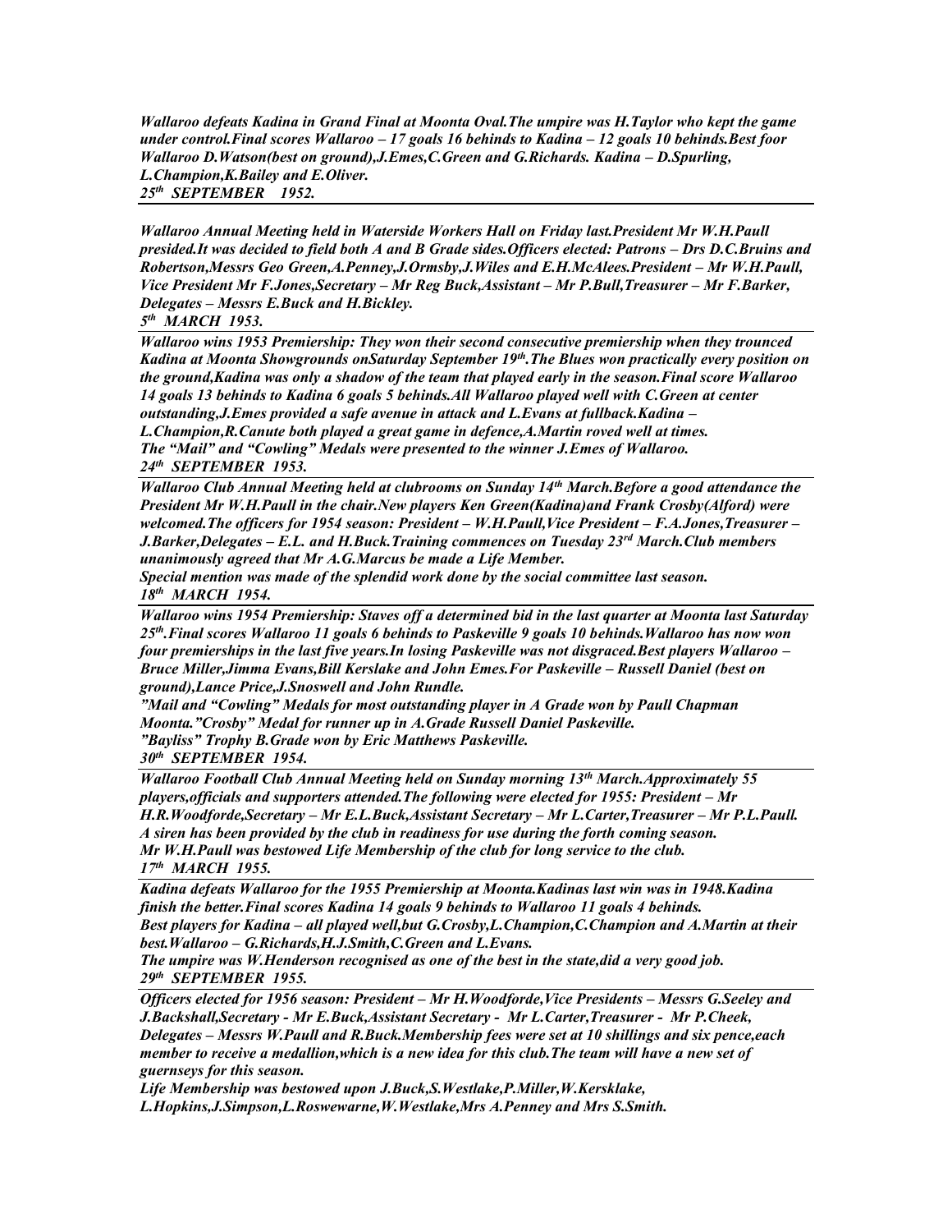*Wallaroo defeats Kadina in Grand Final at Moonta Oval.The umpire was H.Taylor who kept the game under control.Final scores Wallaroo – 17 goals 16 behinds to Kadina – 12 goals 10 behinds.Best foor Wallaroo D.Watson(best on ground),J.Emes,C.Green and G.Richards. Kadina – D.Spurling, L.Champion,K.Bailey and E.Oliver.*
*25th SEPTEMBER 1952.*

---

*Wallaroo Annual Meeting held in Waterside Workers Hall on Friday last.President Mr W.H.Paull presided.It was decided to field both A and B Grade sides.Officers elected: Patrons – Drs D.C.Bruins and Robertson,Messrs Geo Green,A.Penney,J.Ormsby,J.Wiles and E.H.McAlees.President – Mr W.H.Paull, Vice President Mr F.Jones,Secretary – Mr Reg Buck,Assistant – Mr P.Bull,Treasurer – Mr F.Barker, Delegates – Messrs E.Buck and H.Bickley.*
*5th MARCH 1953.*

---

*Wallaroo wins 1953 Premiership: They won their second consecutive premiership when they trounced Kadina at Moonta Showgrounds onSaturday September 19th.The Blues won practically every position on the ground,Kadina was only a shadow of the team that played early in the season.Final score Wallaroo 14 goals 13 behinds to Kadina 6 goals 5 behinds.All Wallaroo played well with C.Green at center outstanding,J.Emes provided a safe avenue in attack and L.Evans at fullback.Kadina – L.Champion,R.Canute both played a great game in defence,A.Martin roved well at times. The "Mail" and "Cowling" Medals were presented to the winner J.Emes of Wallaroo.*
*24th SEPTEMBER 1953.*

---

*Wallaroo Club Annual Meeting held at clubrooms on Sunday 14th March.Before a good attendance the President Mr W.H.Paull in the chair.New players Ken Green(Kadina)and Frank Crosby(Alford) were welcomed.The officers for 1954 season: President – W.H.Paull,Vice President – F.A.Jones,Treasurer – J.Barker,Delegates – E.L. and H.Buck.Training commences on Tuesday 23rd March.Club members unanimously agreed that Mr A.G.Marcus be made a Life Member.*
*Special mention was made of the splendid work done by the social committee last season.*
*18th MARCH 1954.*

---

*Wallaroo wins 1954 Premiership: Staves off a determined bid in the last quarter at Moonta last Saturday 25th.Final scores Wallaroo 11 goals 6 behinds to Paskeville 9 goals 10 behinds.Wallaroo has now won four premierships in the last five years.In losing Paskeville was not disgraced.Best players Wallaroo – Bruce Miller,Jimma Evans,Bill Kerslake and John Emes.For Paskeville – Russell Daniel (best on ground),Lance Price,J.Snoswell and John Rundle.*
*"Mail and "Cowling" Medals for most outstanding player in A Grade won by Paull Chapman Moonta."Crosby" Medal for runner up in A.Grade Russell Daniel Paskeville.*
*"Bayliss" Trophy B.Grade won by Eric Matthews Paskeville.*
*30th SEPTEMBER 1954.*

---

*Wallaroo Football Club Annual Meeting held on Sunday morning 13th March.Approximately 55 players,officials and supporters attended.The following were elected for 1955: President – Mr H.R.Woodforde,Secretary – Mr E.L.Buck,Assistant Secretary – Mr L.Carter,Treasurer – Mr P.L.Paull. A siren has been provided by the club in readiness for use during the forth coming season. Mr W.H.Paull was bestowed Life Membership of the club for long service to the club.*
*17th MARCH 1955.*

---

*Kadina defeats Wallaroo for the 1955 Premiership at Moonta.Kadinas last win was in 1948.Kadina finish the better.Final scores Kadina 14 goals 9 behinds to Wallaroo 11 goals 4 behinds. Best players for Kadina – all played well,but G.Crosby,L.Champion,C.Champion and A.Martin at their best.Wallaroo – G.Richards,H.J.Smith,C.Green and L.Evans.*
*The umpire was W.Henderson recognised as one of the best in the state,did a very good job.*
*29th SEPTEMBER 1955.*

---

*Officers elected for 1956 season: President – Mr H.Woodforde,Vice Presidents – Messrs G.Seeley and J.Backshall,Secretary - Mr E.Buck,Assistant Secretary - Mr L.Carter,Treasurer - Mr P.Cheek, Delegates – Messrs W.Paull and R.Buck.Membership fees were set at 10 shillings and six pence,each member to receive a medallion,which is a new idea for this club.The team will have a new set of guernseys for this season.*
*Life Membership was bestowed upon J.Buck,S.Westlake,P.Miller,W.Kersklake, L.Hopkins,J.Simpson,L.Roswewarne,W.Westlake,Mrs A.Penney and Mrs S.Smith.*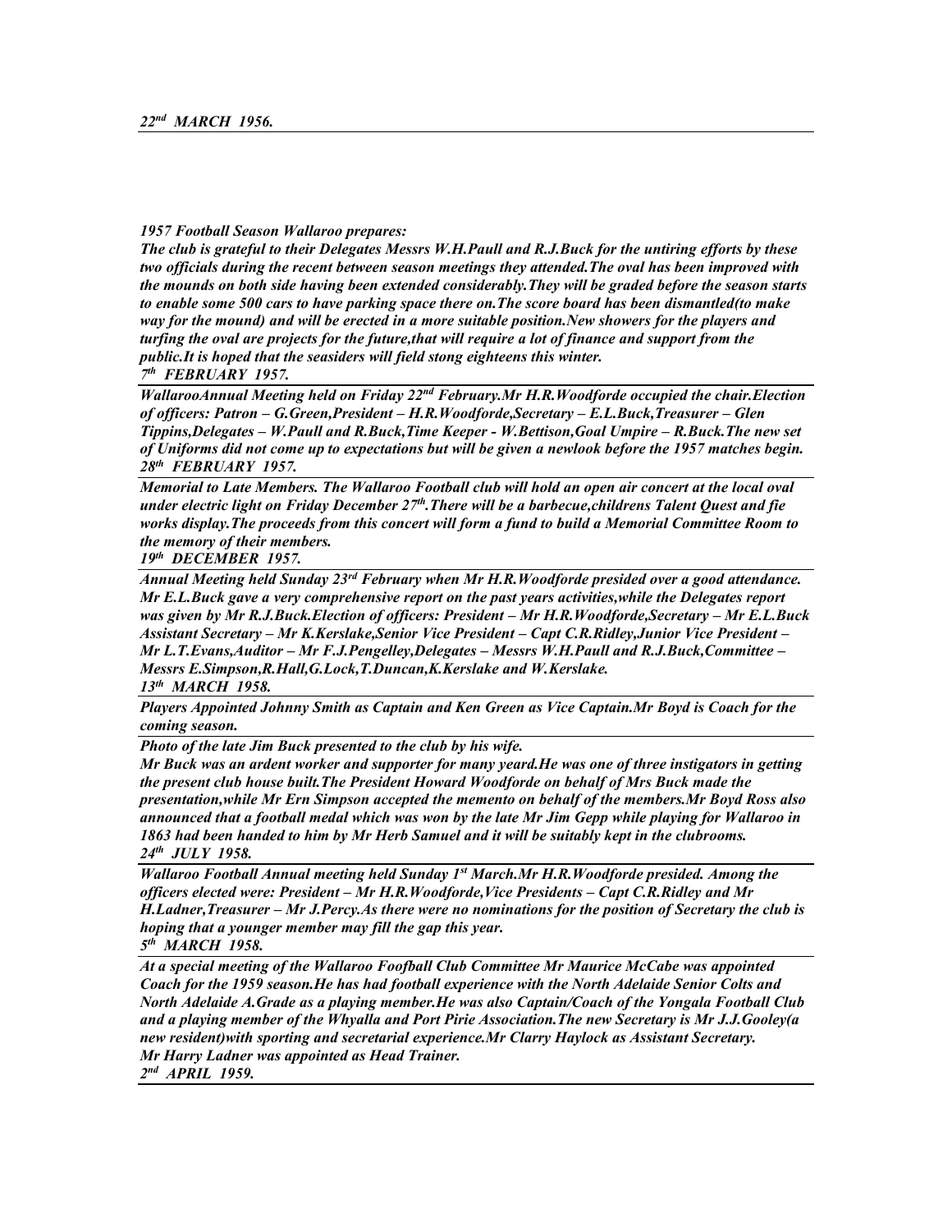*22nd MARCH 1956.*

***1957 Football Season Wallaroo prepares:***

***The club is grateful to their Delegates Messrs W.H.Paull and R.J.Buck for the untiring efforts by these two officials during the recent between season meetings they attended.The oval has been improved with the mounds on both side having been extended considerably.They will be graded before the season starts to enable some 500 cars to have parking space there on.The score board has been dismantled(to make way for the mound) and will be erected in a more suitable position.New showers for the players and turfing the oval are projects for the future,that will require a lot of finance and support from the public.It is hoped that the seasiders will field stong eighteens this winter.***

***7th FEBRUARY 1957.***

***WallarooAnnual Meeting held on Friday 22nd February.Mr H.R.Woodforde occupied the chair.Election of officers: Patron – G.Green,President – H.R.Woodforde,Secretary – E.L.Buck,Treasurer – Glen Tippins,Delegates – W.Paull and R.Buck,Time Keeper - W.Bettison,Goal Umpire – R.Buck.The new set of Uniforms did not come up to expectations but will be given a newlook before the 1957 matches begin.***

***28th FEBRUARY 1957.***

***Memorial to Late Members. The Wallaroo Football club will hold an open air concert at the local oval under electric light on Friday December 27th.There will be a barbecue,childrens Talent Quest and fie works display.The proceeds from this concert will form a fund to build a Memorial Committee Room to the memory of their members.***

***19th DECEMBER 1957.***

***Annual Meeting held Sunday 23rd February when Mr H.R.Woodforde presided over a good attendance. Mr E.L.Buck gave a very comprehensive report on the past years activities,while the Delegates report was given by Mr R.J.Buck.Election of officers: President – Mr H.R.Woodforde,Secretary – Mr E.L.Buck Assistant Secretary – Mr K.Kerslake,Senior Vice President – Capt C.R.Ridley,Junior Vice President – Mr L.T.Evans,Auditor – Mr F.J.Pengelley,Delegates – Messrs W.H.Paull and R.J.Buck,Committee – Messrs E.Simpson,R.Hall,G.Lock,T.Duncan,K.Kerslake and W.Kerslake.***

***13th MARCH 1958.***

***Players Appointed Johnny Smith as Captain and Ken Green as Vice Captain.Mr Boyd is Coach for the coming season.***

***Photo of the late Jim Buck presented to the club by his wife.***

***Mr Buck was an ardent worker and supporter for many yeard.He was one of three instigators in getting the present club house built.The President Howard Woodforde on behalf of Mrs Buck made the presentation,while Mr Ern Simpson accepted the memento on behalf of the members.Mr Boyd Ross also announced that a football medal which was won by the late Mr Jim Gepp while playing for Wallaroo in 1863 had been handed to him by Mr Herb Samuel and it will be suitably kept in the clubrooms.***

***24th JULY 1958.***

***Wallaroo Football Annual meeting held Sunday 1st March.Mr H.R.Woodforde presided. Among the officers elected were: President – Mr H.R.Woodforde,Vice Presidents – Capt C.R.Ridley and Mr H.Ladner,Treasurer – Mr J.Percy.As there were no nominations for the position of Secretary the club is hoping that a younger member may fill the gap this year.***

***5th MARCH 1958.***

***At a special meeting of the Wallaroo Foofball Club Committee Mr Maurice McCabe was appointed Coach for the 1959 season.He has had football experience with the North Adelaide Senior Colts and North Adelaide A.Grade as a playing member.He was also Captain/Coach of the Yongala Football Club and a playing member of the Whyalla and Port Pirie Association.The new Secretary is Mr J.J.Gooley(a new resident)with sporting and secretarial experience.Mr Clarry Haylock as Assistant Secretary. Mr Harry Ladner was appointed as Head Trainer.***

***2nd APRIL 1959.***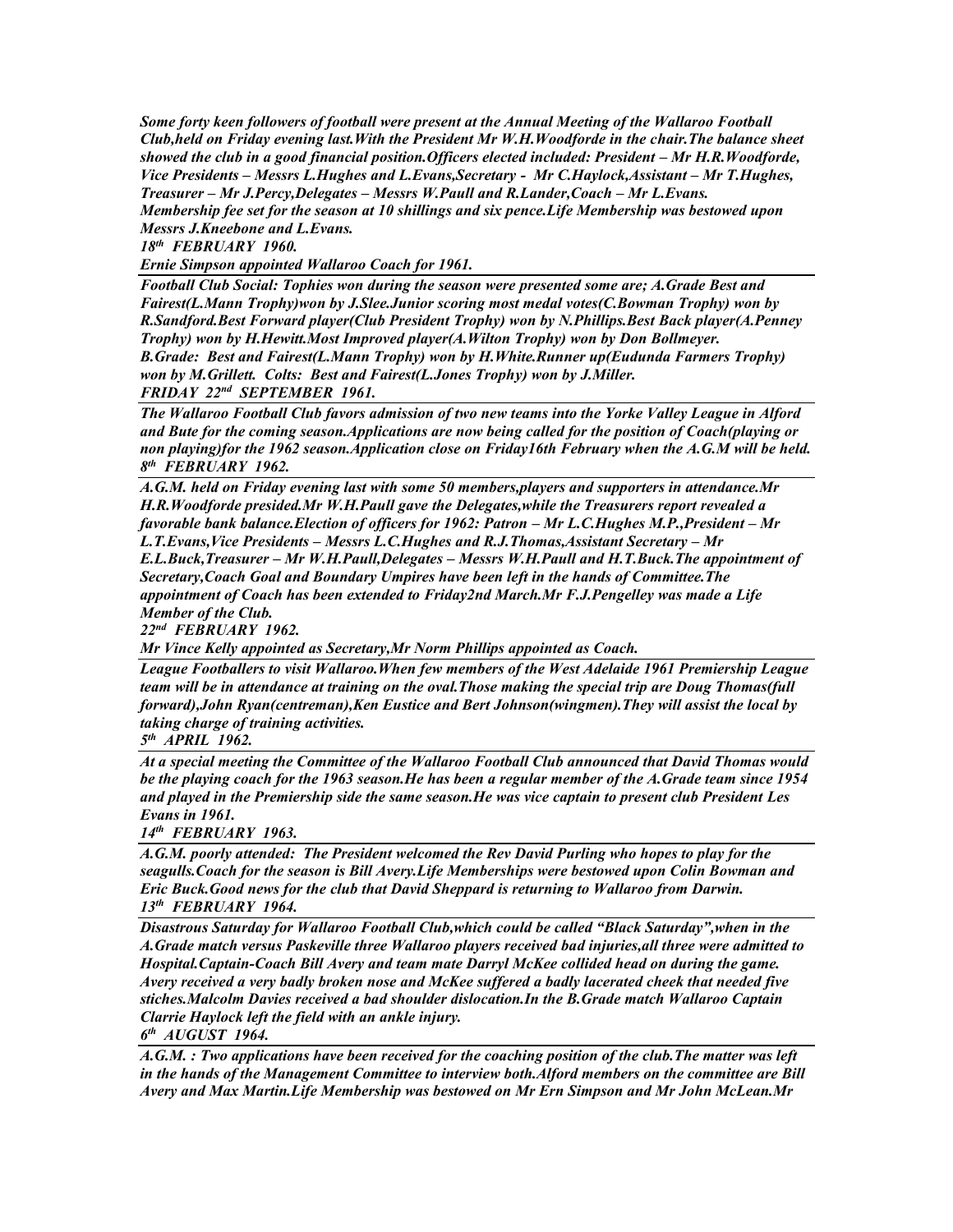*Some forty keen followers of football were present at the Annual Meeting of the Wallaroo Football Club,held on Friday evening last.With the President Mr W.H.Woodforde in the chair.The balance sheet showed the club in a good financial position.Officers elected included: President – Mr H.R.Woodforde, Vice Presidents – Messrs L.Hughes and L.Evans,Secretary - Mr C.Haylock,Assistant – Mr T.Hughes, Treasurer – Mr J.Percy,Delegates – Messrs W.Paull and R.Lander,Coach – Mr L.Evans. Membership fee set for the season at 10 shillings and six pence.Life Membership was bestowed upon Messrs J.Kneebone and L.Evans.*

***18th FEBRUARY 1960.***

***Ernie Simpson appointed Wallaroo Coach for 1961.***

---

*Football Club Social: Tophies won during the season were presented some are; A.Grade Best and Fairest(L.Mann Trophy)won by J.Slee.Junior scoring most medal votes(C.Bowman Trophy) won by R.Sandford.Best Forward player(Club President Trophy) won by N.Phillips.Best Back player(A.Penney Trophy) won by H.Hewitt.Most Improved player(A.Wilton Trophy) won by Don Bollmeyer. B.Grade: Best and Fairest(L.Mann Trophy) won by H.White.Runner up(Eudunda Farmers Trophy) won by M.Grillett. Colts: Best and Fairest(L.Jones Trophy) won by J.Miller.*

***FRIDAY 22nd SEPTEMBER 1961.***

---

*The Wallaroo Football Club favors admission of two new teams into the Yorke Valley League in Alford and Bute for the coming season.Applications are now being called for the position of Coach(playing or non playing)for the 1962 season.Application close on Friday16th February when the A.G.M will be held.*

***8th FEBRUARY 1962.***

---

*A.G.M. held on Friday evening last with some 50 members,players and supporters in attendance.Mr H.R.Woodforde presided.Mr W.H.Paull gave the Delegates,while the Treasurers report revealed a favorable bank balance.Election of officers for 1962: Patron – Mr L.C.Hughes M.P.,President – Mr L.T.Evans,Vice Presidents – Messrs L.C.Hughes and R.J.Thomas,Assistant Secretary – Mr E.L.Buck,Treasurer – Mr W.H.Paull,Delegates – Messrs W.H.Paull and H.T.Buck.The appointment of Secretary,Coach Goal and Boundary Umpires have been left in the hands of Committee.The appointment of Coach has been extended to Friday2nd March.Mr F.J.Pengelley was made a Life Member of the Club.*

***22nd FEBRUARY 1962.***

***Mr Vince Kelly appointed as Secretary,Mr Norm Phillips appointed as Coach.***

---

*League Footballers to visit Wallaroo.When few members of the West Adelaide 1961 Premiership League team will be in attendance at training on the oval.Those making the special trip are Doug Thomas(full forward),John Ryan(centreman),Ken Eustice and Bert Johnson(wingmen).They will assist the local by taking charge of training activities.*

***5th APRIL 1962.***

---

*At a special meeting the Committee of the Wallaroo Football Club announced that David Thomas would be the playing coach for the 1963 season.He has been a regular member of the A.Grade team since 1954 and played in the Premiership side the same season.He was vice captain to present club President Les Evans in 1961.*

***14th FEBRUARY 1963.***

---

*A.G.M. poorly attended: The President welcomed the Rev David Purling who hopes to play for the seagulls.Coach for the season is Bill Avery.Life Memberships were bestowed upon Colin Bowman and Eric Buck.Good news for the club that David Sheppard is returning to Wallaroo from Darwin.*

***13th FEBRUARY 1964.***

---

*Disastrous Saturday for Wallaroo Football Club,which could be called "Black Saturday",when in the A.Grade match versus Paskeville three Wallaroo players received bad injuries,all three were admitted to Hospital.Captain-Coach Bill Avery and team mate Darryl McKee collided head on during the game. Avery received a very badly broken nose and McKee suffered a badly lacerated cheek that needed five stiches.Malcolm Davies received a bad shoulder dislocation.In the B.Grade match Wallaroo Captain Clarrie Haylock left the field with an ankle injury.*

***6th AUGUST 1964.***

---

*A.G.M. : Two applications have been received for the coaching position of the club.The matter was left in the hands of the Management Committee to interview both.Alford members on the committee are Bill Avery and Max Martin.Life Membership was bestowed on Mr Ern Simpson and Mr John McLean.Mr*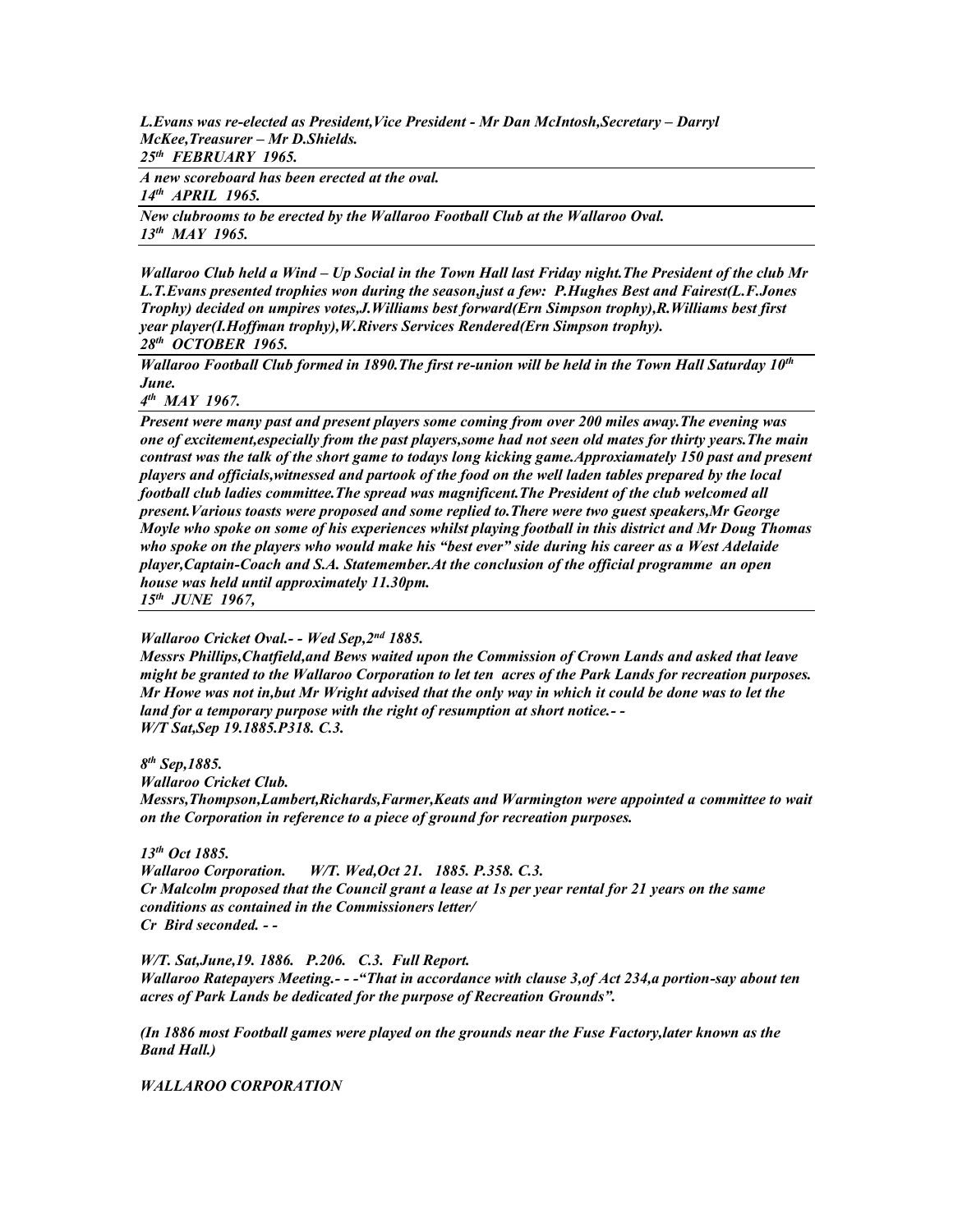*L.Evans was re-elected as President,Vice President - Mr Dan McIntosh,Secretary – Darryl McKee,Treasurer – Mr D.Shields.*
*25th FEBRUARY 1965.*

---

*A new scoreboard has been erected at the oval.*
*14th APRIL 1965.*

---

*New clubrooms to be erected by the Wallaroo Football Club at the Wallaroo Oval.*
*13th MAY 1965.*

---

*Wallaroo Club held a Wind – Up Social in the Town Hall last Friday night.The President of the club Mr L.T.Evans presented trophies won during the season,just a few: P.Hughes Best and Fairest(L.F.Jones Trophy) decided on umpires votes,J.Williams best forward(Ern Simpson trophy),R.Williams best first year player(I.Hoffman trophy),W.Rivers Services Rendered(Ern Simpson trophy).*
*28th OCTOBER 1965.*

---

*Wallaroo Football Club formed in 1890.The first re-union will be held in the Town Hall Saturday 10th June.*
*4th MAY 1967.*

---

*Present were many past and present players some coming from over 200 miles away.The evening was one of excitement,especially from the past players,some had not seen old mates for thirty years.The main contrast was the talk of the short game to todays long kicking game.Approxiamately 150 past and present players and officials,witnessed and partook of the food on the well laden tables prepared by the local football club ladies committee.The spread was magnificent.The President of the club welcomed all present.Various toasts were proposed and some replied to.There were two guest speakers,Mr George Moyle who spoke on some of his experiences whilst playing football in this district and Mr Doug Thomas who spoke on the players who would make his "best ever" side during his career as a West Adelaide player,Captain-Coach and S.A. Statemember.At the conclusion of the official programme an open house was held until approximately 11.30pm.*
*15th JUNE 1967,*

---

*Wallaroo Cricket Oval.- - Wed Sep,2nd 1885.*
*Messrs Phillips,Chatfield,and Bews waited upon the Commission of Crown Lands and asked that leave might be granted to the Wallaroo Corporation to let ten acres of the Park Lands for recreation purposes. Mr Howe was not in,but Mr Wright advised that the only way in which it could be done was to let the land for a temporary purpose with the right of resumption at short notice.- -*
*W/T Sat,Sep 19.1885.P318. C.3.*

*8th Sep,1885.*
*Wallaroo Cricket Club.*
*Messrs,Thompson,Lambert,Richards,Farmer,Keats and Warmington were appointed a committee to wait on the Corporation in reference to a piece of ground for recreation purposes.*

*13th Oct 1885.*
*Wallaroo Corporation. W/T. Wed,Oct 21. 1885. P.358. C.3.*
*Cr Malcolm proposed that the Council grant a lease at 1s per year rental for 21 years on the same conditions as contained in the Commissioners letter/*
*Cr Bird seconded. - -*

*W/T. Sat,June,19. 1886. P.206. C.3. Full Report.*
*Wallaroo Ratepayers Meeting.- - -"That in accordance with clause 3,of Act 234,a portion-say about ten acres of Park Lands be dedicated for the purpose of Recreation Grounds".*

*(In 1886 most Football games were played on the grounds near the Fuse Factory,later known as the Band Hall.)*

*WALLAROO CORPORATION*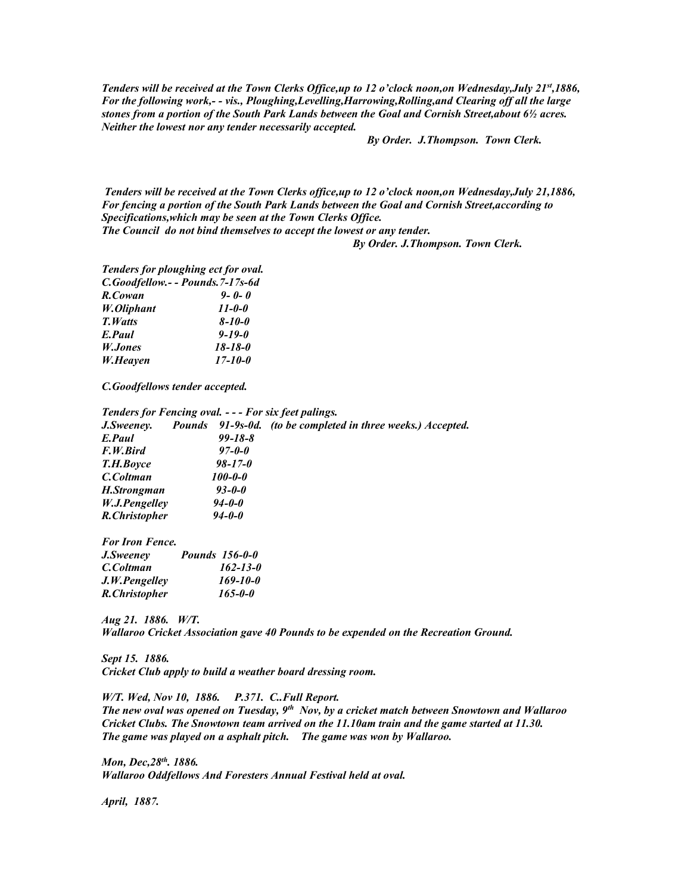*Tenders will be received at the Town Clerks Office,up to 12 o'clock noon,on Wednesday,July 21st,1886, For the following work,- - vis., Ploughing,Levelling,Harrowing,Rolling,and Clearing off all the large stones from a portion of the South Park Lands between the Goal and Cornish Street,about 6½ acres. Neither the lowest nor any tender necessarily accepted.*

*By Order. J.Thompson. Town Clerk.*

*Tenders will be received at the Town Clerks office,up to 12 o'clock noon,on Wednesday,July 21,1886, For fencing a portion of the South Park Lands between the Goal and Cornish Street,according to Specifications,which may be seen at the Town Clerks Office. The Council do not bind themselves to accept the lowest or any tender.*

*By Order. J.Thompson. Town Clerk.*

*Tenders for ploughing ect for oval.*

| | |
|---|---|
| *C.Goodfellow.- - Pounds.* | *7-17s-6d* |
| *R.Cowan* | *9- 0- 0* |
| *W.Oliphant* | *11-0-0* |
| *T.Watts* | *8-10-0* |
| *E.Paul* | *9-19-0* |
| *W.Jones* | *18-18-0* |
| *W.Heayen* | *17-10-0* |

*C.Goodfellows tender accepted.*

*Tenders for Fencing oval. - - - For six feet palings.*

| | |
|---|---|
| *J.Sweeney. Pounds* | *91-9s-0d. (to be completed in three weeks.) Accepted.* |
| *E.Paul* | *99-18-8* |
| *F.W.Bird* | *97-0-0* |
| *T.H.Boyce* | *98-17-0* |
| *C.Coltman* | *100-0-0* |
| *H.Strongman* | *93-0-0* |
| *W.J.Pengelley* | *94-0-0* |
| *R.Christopher* | *94-0-0* |

*For Iron Fence.*

| | |
|---|---|
| *J.Sweeney Pounds* | *156-0-0* |
| *C.Coltman* | *162-13-0* |
| *J.W.Pengelley* | *169-10-0* |
| *R.Christopher* | *165-0-0* |

*Aug 21. 1886. W/T.*
*Wallaroo Cricket Association gave 40 Pounds to be expended on the Recreation Ground.*

*Sept 15. 1886.*
*Cricket Club apply to build a weather board dressing room.*

*W/T. Wed, Nov 10, 1886. P.371. C..Full Report.*
*The new oval was opened on Tuesday, 9th Nov, by a cricket match between Snowtown and Wallaroo Cricket Clubs. The Snowtown team arrived on the 11.10am train and the game started at 11.30. The game was played on a asphalt pitch. The game was won by Wallaroo.*

*Mon, Dec,28th. 1886.*
*Wallaroo Oddfellows And Foresters Annual Festival held at oval.*

*April, 1887.*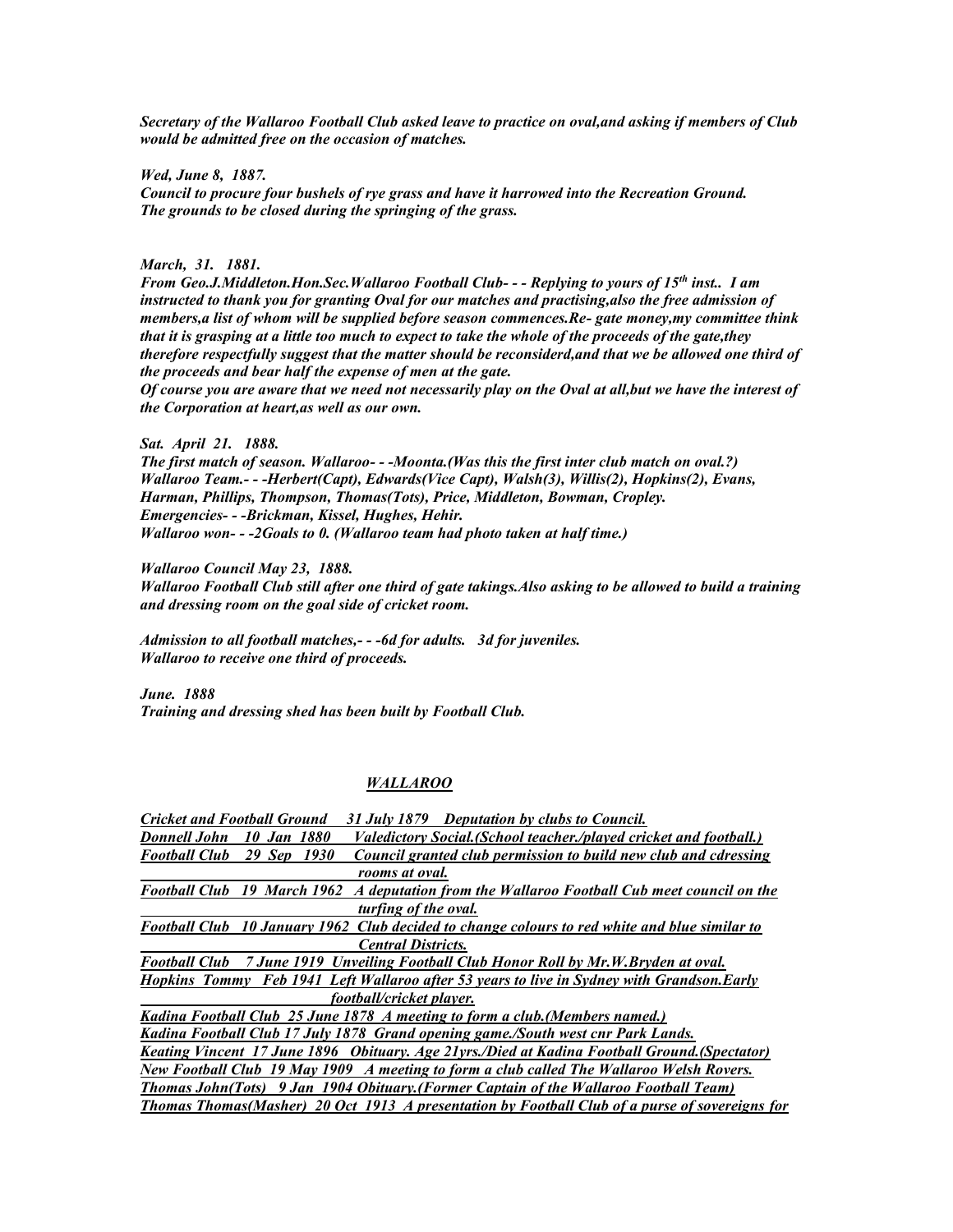***Secretary of the Wallaroo Football Club asked leave to practice on oval,and asking if members of Club would be admitted free on the occasion of matches.***

***Wed, June 8, 1887.***
***Council to procure four bushels of rye grass and have it harrowed into the Recreation Ground. The grounds to be closed during the springing of the grass.***

***March, 31. 1881.***
***From Geo.J.Middleton.Hon.Sec.Wallaroo Football Club- - - Replying to yours of 15th inst.. I am instructed to thank you for granting Oval for our matches and practising,also the free admission of members,a list of whom will be supplied before season commences.Re- gate money,my committee think that it is grasping at a little too much to expect to take the whole of the proceeds of the gate,they therefore respectfully suggest that the matter should be reconsiderd,and that we be allowed one third of the proceeds and bear half the expense of men at the gate.***
***Of course you are aware that we need not necessarily play on the Oval at all,but we have the interest of the Corporation at heart,as well as our own.***

***Sat. April 21. 1888.***
***The first match of season. Wallaroo- - -Moonta.(Was this the first inter club match on oval.?)***
***Wallaroo Team.- - -Herbert(Capt), Edwards(Vice Capt), Walsh(3), Willis(2), Hopkins(2), Evans, Harman, Phillips, Thompson, Thomas(Tots), Price, Middleton, Bowman, Cropley.***
***Emergencies- - -Brickman, Kissel, Hughes, Hehir.***
***Wallaroo won- - -2Goals to 0. (Wallaroo team had photo taken at half time.)***

***Wallaroo Council May 23, 1888.***
***Wallaroo Football Club still after one third of gate takings.Also asking to be allowed to build a training and dressing room on the goal side of cricket room.***

***Admission to all football matches,- - -6d for adults. 3d for juveniles.***
***Wallaroo to receive one third of proceeds.***

***June. 1888***
***Training and dressing shed has been built by Football Club.***

## ***WALLAROO***

***Cricket and Football Ground 31 July 1879 Deputation by clubs to Council.***
***Donnell John 10 Jan 1880 Valedictory Social.(School teacher./played cricket and football.)***
***Football Club 29 Sep 1930 Council granted club permission to build new club and cdressing rooms at oval.***
***Football Club 19 March 1962 A deputation from the Wallaroo Football Cub meet council on the turfing of the oval.***
***Football Club 10 January 1962 Club decided to change colours to red white and blue similar to Central Districts.***
***Football Club 7 June 1919 Unveiling Football Club Honor Roll by Mr.W.Bryden at oval.***
***Hopkins Tommy Feb 1941 Left Wallaroo after 53 years to live in Sydney with Grandson.Early football/cricket player.***
***Kadina Football Club 25 June 1878 A meeting to form a club.(Members named.)***
***Kadina Football Club 17 July 1878 Grand opening game./South west cnr Park Lands.***
***Keating Vincent 17 June 1896 Obituary. Age 21yrs./Died at Kadina Football Ground.(Spectator)***
***New Football Club 19 May 1909 A meeting to form a club called The Wallaroo Welsh Rovers.***
***Thomas John(Tots) 9 Jan 1904 Obituary.(Former Captain of the Wallaroo Football Team)***
***Thomas Thomas(Masher) 20 Oct 1913 A presentation by Football Club of a purse of sovereigns for***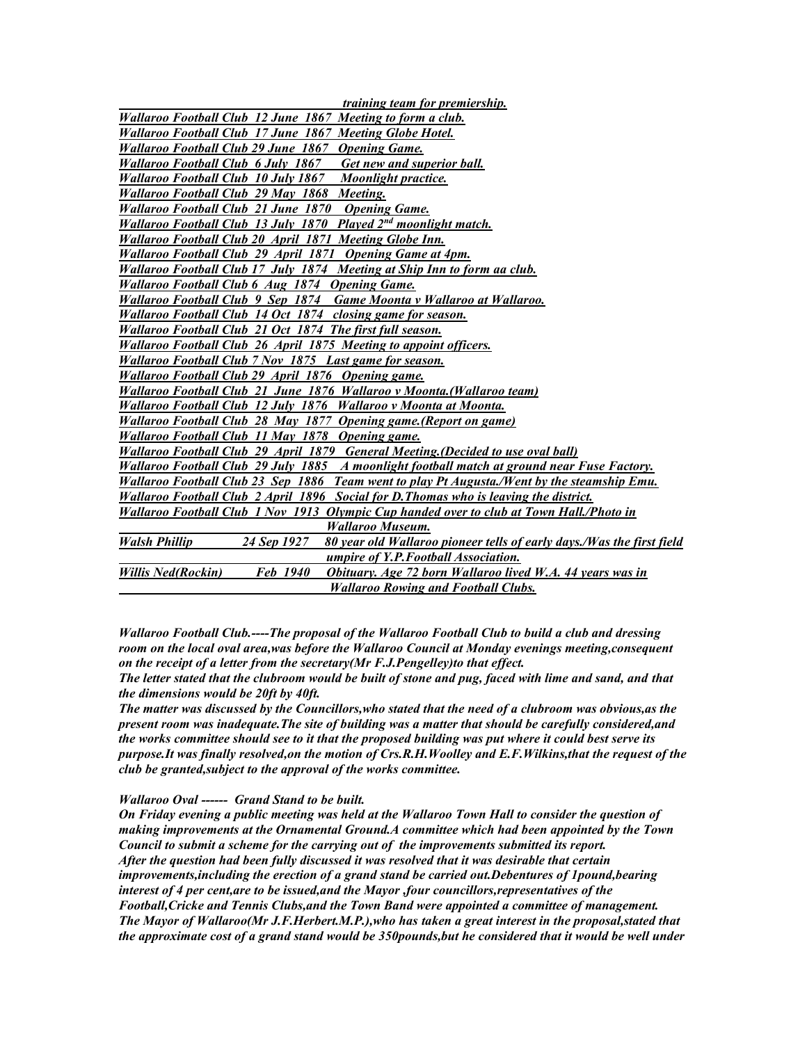| | | |
|---|---|---|
| | | ***training team for premiership.*** |
| ***Wallaroo Football Club*** | ***12 June 1867*** | ***Meeting to form a club.*** |
| ***Wallaroo Football Club*** | ***17 June 1867*** | ***Meeting Globe Hotel.*** |
| ***Wallaroo Football Club*** | ***29 June 1867*** | ***Opening Game.*** |
| ***Wallaroo Football Club*** | ***6 July 1867*** | ***Get new and superior ball.*** |
| ***Wallaroo Football Club*** | ***10 July 1867*** | ***Moonlight practice.*** |
| ***Wallaroo Football Club*** | ***29 May 1868*** | ***Meeting.*** |
| ***Wallaroo Football Club*** | ***21 June 1870*** | ***Opening Game.*** |
| ***Wallaroo Football Club*** | ***13 July 1870*** | ***Played 2nd moonlight match.*** |
| ***Wallaroo Football Club*** | ***20 April 1871*** | ***Meeting Globe Inn.*** |
| ***Wallaroo Football Club*** | ***29 April 1871*** | ***Opening Game at 4pm.*** |
| ***Wallaroo Football Club*** | ***17 July 1874*** | ***Meeting at Ship Inn to form aa club.*** |
| ***Wallaroo Football Club*** | ***6 Aug 1874*** | ***Opening Game.*** |
| ***Wallaroo Football Club*** | ***9 Sep 1874*** | ***Game Moonta v Wallaroo at Wallaroo.*** |
| ***Wallaroo Football Club*** | ***14 Oct 1874*** | ***closing game for season.*** |
| ***Wallaroo Football Club*** | ***21 Oct 1874*** | ***The first full season.*** |
| ***Wallaroo Football Club*** | ***26 April 1875*** | ***Meeting to appoint officers.*** |
| ***Wallaroo Football Club*** | ***7 Nov 1875*** | ***Last game for season.*** |
| ***Wallaroo Football Club*** | ***29 April 1876*** | ***Opening game.*** |
| ***Wallaroo Football Club*** | ***21 June 1876*** | ***Wallaroo v Moonta.(Wallaroo team)*** |
| ***Wallaroo Football Club*** | ***12 July 1876*** | ***Wallaroo v Moonta at Moonta.*** |
| ***Wallaroo Football Club*** | ***28 May 1877*** | ***Opening game.(Report on game)*** |
| ***Wallaroo Football Club*** | ***11 May 1878*** | ***Opening game.*** |
| ***Wallaroo Football Club*** | ***29 April 1879*** | ***General Meeting.(Decided to use oval ball)*** |
| ***Wallaroo Football Club*** | ***29 July 1885*** | ***A moonlight football match at ground near Fuse Factory.*** |
| ***Wallaroo Football Club*** | ***23 Sep 1886*** | ***Team went to play Pt Augusta./Went by the steamship Emu.*** |
| ***Wallaroo Football Club*** | ***2 April 1896*** | ***Social for D.Thomas who is leaving the district.*** |
| ***Wallaroo Football Club*** | ***1 Nov 1913*** | ***Olympic Cup handed over to club at Town Hall./Photo in Wallaroo Museum.*** |
| ***Walsh Phillip*** | ***24 Sep 1927*** | ***80 year old Wallaroo pioneer tells of early days./Was the first field umpire of Y.P.Football Association.*** |
| ***Willis Ned(Rockin)*** | ***Feb 1940*** | ***Obituary. Age 72 born Wallaroo lived W.A. 44 years was in Wallaroo Rowing and Football Clubs.*** |

***Wallaroo Football Club.----The proposal of the Wallaroo Football Club to build a club and dressing room on the local oval area,was before the Wallaroo Council at Monday evenings meeting,consequent on the receipt of a letter from the secretary(Mr F.J.Pengelley)to that effect.***

***The letter stated that the clubroom would be built of stone and pug, faced with lime and sand, and that the dimensions would be 20ft by 40ft.***

***The matter was discussed by the Councillors,who stated that the need of a clubroom was obvious,as the present room was inadequate.The site of building was a matter that should be carefully considered,and the works committee should see to it that the proposed building was put where it could best serve its purpose.It was finally resolved,on the motion of Crs.R.H.Woolley and E.F.Wilkins,that the request of the club be granted,subject to the approval of the works committee.***

***Wallaroo Oval ------ Grand Stand to be built.***

***On Friday evening a public meeting was held at the Wallaroo Town Hall to consider the question of making improvements at the Ornamental Ground.A committee which had been appointed by the Town Council to submit a scheme for the carrying out of the improvements submitted its report. After the question had been fully discussed it was resolved that it was desirable that certain improvements,including the erection of a grand stand be carried out.Debentures of 1pound,bearing interest of 4 per cent,are to be issued,and the Mayor ,four councillors,representatives of the Football,Cricke and Tennis Clubs,and the Town Band were appointed a committee of management. The Mayor of Wallaroo(Mr J.F.Herbert.M.P.),who has taken a great interest in the proposal,stated that the approximate cost of a grand stand would be 350pounds,but he considered that it would be well under***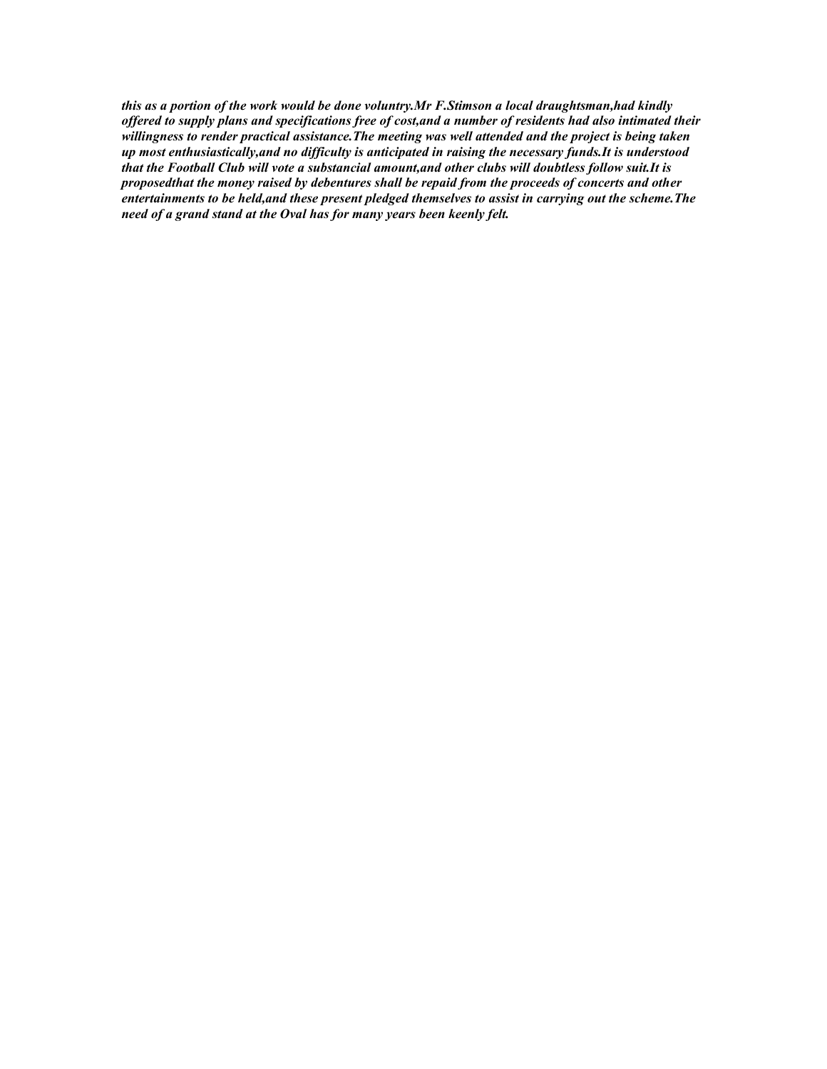***this as a portion of the work would be done voluntry.Mr F.Stimson a local draughtsman,had kindly offered to supply plans and specifications free of cost,and a number of residents had also intimated their willingness to render practical assistance.The meeting was well attended and the project is being taken up most enthusiastically,and no difficulty is anticipated in raising the necessary funds.It is understood that the Football Club will vote a substancial amount,and other clubs will doubtless follow suit.It is proposedthat the money raised by debentures shall be repaid from the proceeds of concerts and other entertainments to be held,and these present pledged themselves to assist in carrying out the scheme.The need of a grand stand at the Oval has for many years been keenly felt.***